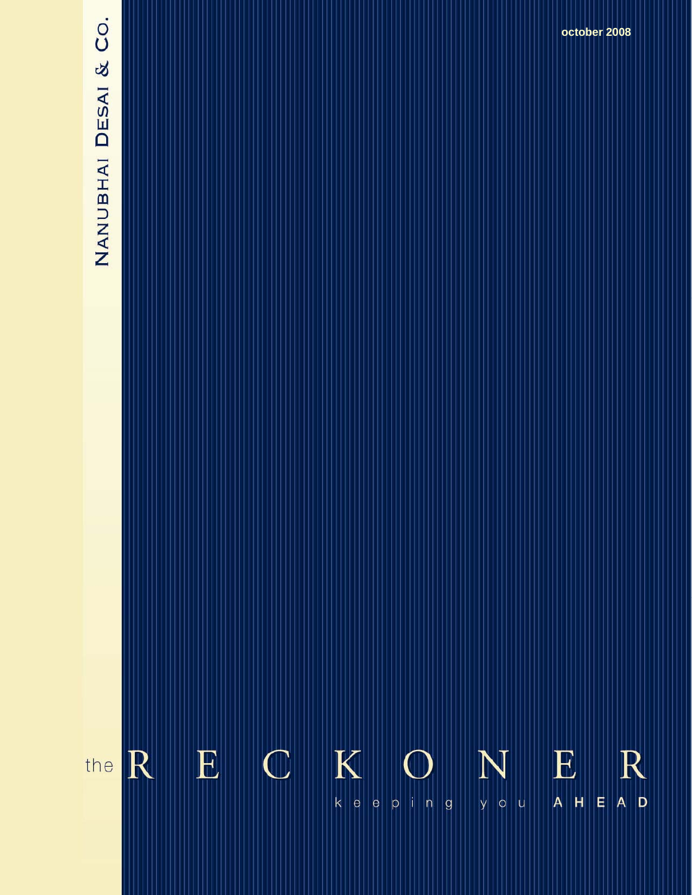NANUBHAI DESAI & CO.

october 2008

# the RECKONER

keeping you AHEAD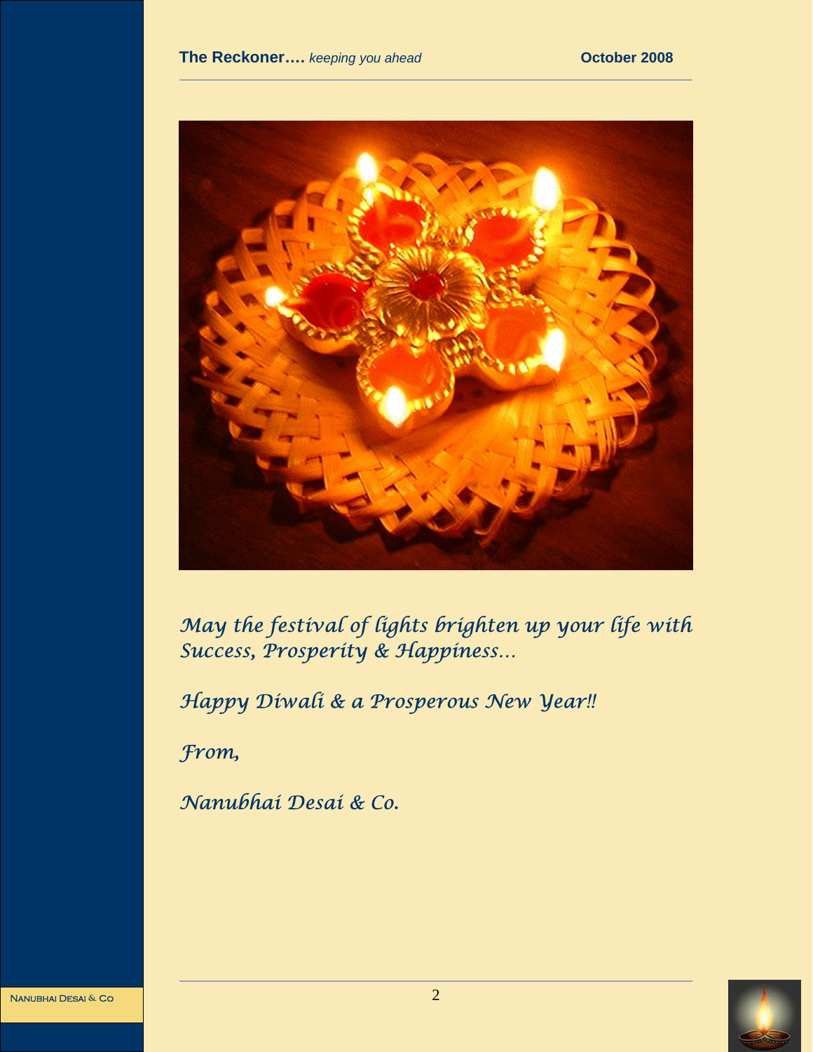*May the festival of lights brighten up your life with Success, Prosperity & Happiness…*

*Happy Diwali & a Prosperous New Year!!*

*From,*

*Nanubhai Desai & Co.*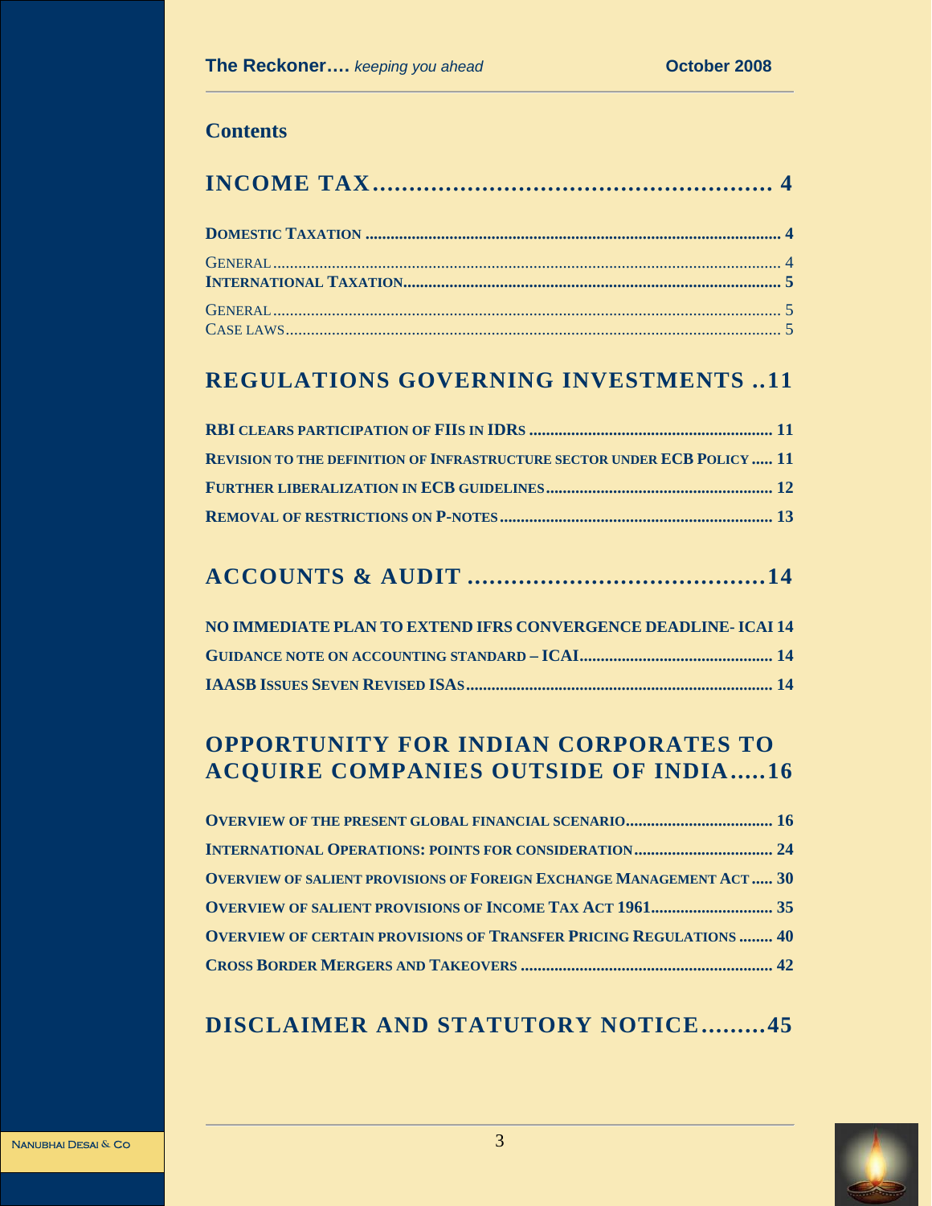## Contents

# INCOME TAX ........................................................ 4

**DOMESTIC TAXATION** ........................................................ 4

GENERAL ........................................................ 4

**INTERNATIONAL TAXATION** ........................................................ 5

GENERAL ........................................................ 5

CASE LAWS ........................................................ 5

# REGULATIONS GOVERNING INVESTMENTS ..11

**RBI CLEARS PARTICIPATION OF FIIS IN IDRS** ........................................................ 11

**REVISION TO THE DEFINITION OF INFRASTRUCTURE SECTOR UNDER ECB POLICY** ..... 11

**FURTHER LIBERALIZATION IN ECB GUIDELINES** ........................................................ 12

**REMOVAL OF RESTRICTIONS ON P-NOTES** ........................................................ 13

# ACCOUNTS & AUDIT ........................................14

**NO IMMEDIATE PLAN TO EXTEND IFRS CONVERGENCE DEADLINE- ICAI** 14

**GUIDANCE NOTE ON ACCOUNTING STANDARD – ICAI** ........................................................ 14

**IAASB ISSUES SEVEN REVISED ISAS** ........................................................ 14

# OPPORTUNITY FOR INDIAN CORPORATES TO ACQUIRE COMPANIES OUTSIDE OF INDIA.....16

**OVERVIEW OF THE PRESENT GLOBAL FINANCIAL SCENARIO** ........................................................ 16

**INTERNATIONAL OPERATIONS: POINTS FOR CONSIDERATION** ........................................................ 24

**OVERVIEW OF SALIENT PROVISIONS OF FOREIGN EXCHANGE MANAGEMENT ACT** ..... 30

**OVERVIEW OF SALIENT PROVISIONS OF INCOME TAX ACT 1961** ........................................................ 35

**OVERVIEW OF CERTAIN PROVISIONS OF TRANSFER PRICING REGULATIONS** ........ 40

**CROSS BORDER MERGERS AND TAKEOVERS** ........................................................ 42

# DISCLAIMER AND STATUTORY NOTICE.........45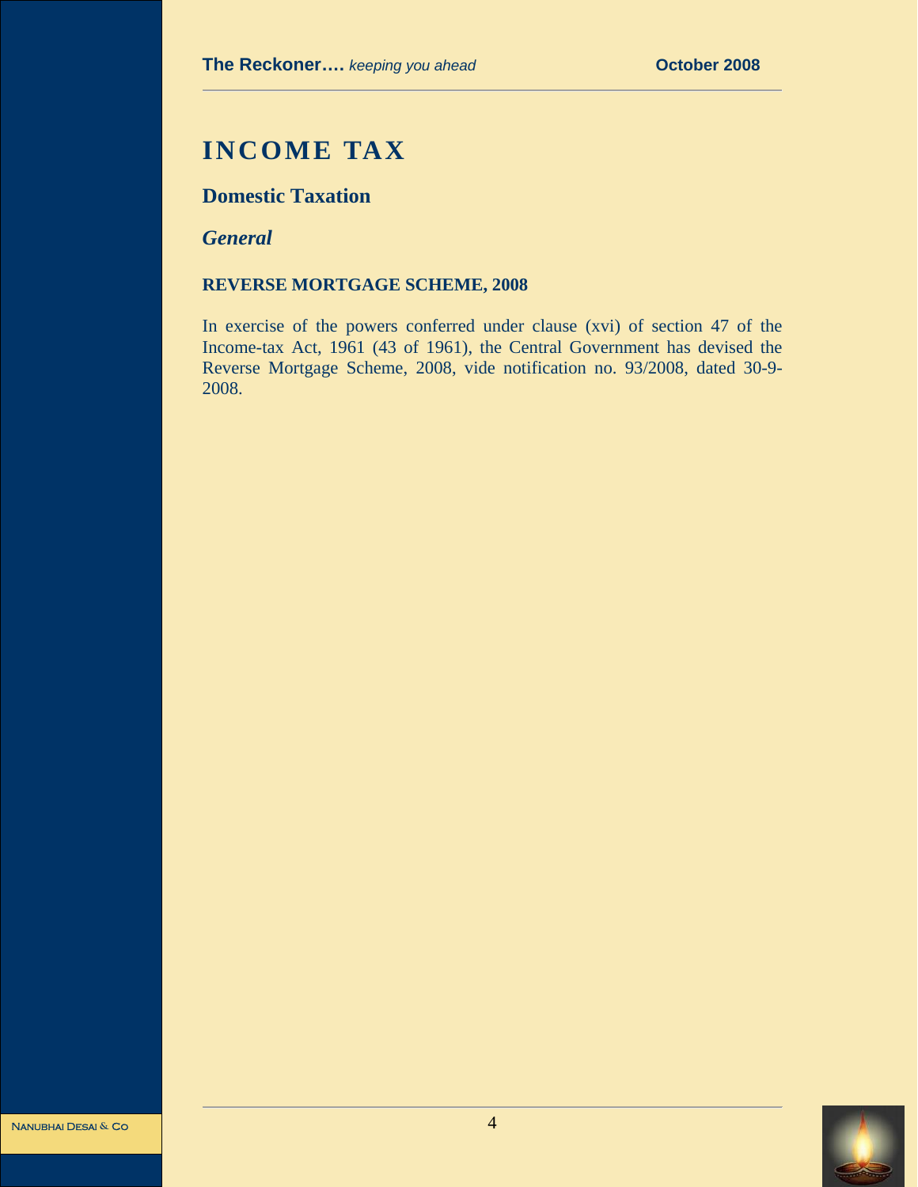# INCOME TAX

## Domestic Taxation

### *General*

#### REVERSE MORTGAGE SCHEME, 2008

In exercise of the powers conferred under clause (xvi) of section 47 of the Income-tax Act, 1961 (43 of 1961), the Central Government has devised the Reverse Mortgage Scheme, 2008, vide notification no. 93/2008, dated 30-9-2008.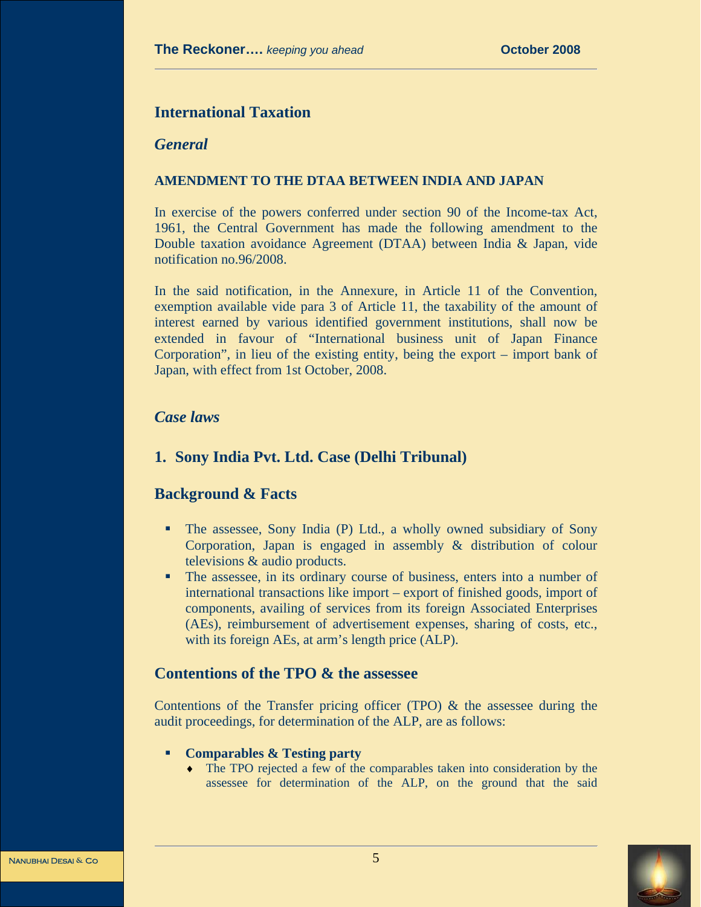# International Taxation

## *General*

**AMENDMENT TO THE DTAA BETWEEN INDIA AND JAPAN**

In exercise of the powers conferred under section 90 of the Income-tax Act, 1961, the Central Government has made the following amendment to the Double taxation avoidance Agreement (DTAA) between India & Japan, vide notification no.96/2008.

In the said notification, in the Annexure, in Article 11 of the Convention, exemption available vide para 3 of Article 11, the taxability of the amount of interest earned by various identified government institutions, shall now be extended in favour of "International business unit of Japan Finance Corporation", in lieu of the existing entity, being the export – import bank of Japan, with effect from 1st October, 2008.

## *Case laws*

## 1. Sony India Pvt. Ltd. Case (Delhi Tribunal)

### Background & Facts

- The assessee, Sony India (P) Ltd., a wholly owned subsidiary of Sony Corporation, Japan is engaged in assembly & distribution of colour televisions & audio products.
- The assessee, in its ordinary course of business, enters into a number of international transactions like import – export of finished goods, import of components, availing of services from its foreign Associated Enterprises (AEs), reimbursement of advertisement expenses, sharing of costs, etc., with its foreign AEs, at arm's length price (ALP).

### Contentions of the TPO & the assessee

Contentions of the Transfer pricing officer (TPO) & the assessee during the audit proceedings, for determination of the ALP, are as follows:

- **Comparables & Testing party**
  - The TPO rejected a few of the comparables taken into consideration by the assessee for determination of the ALP, on the ground that the said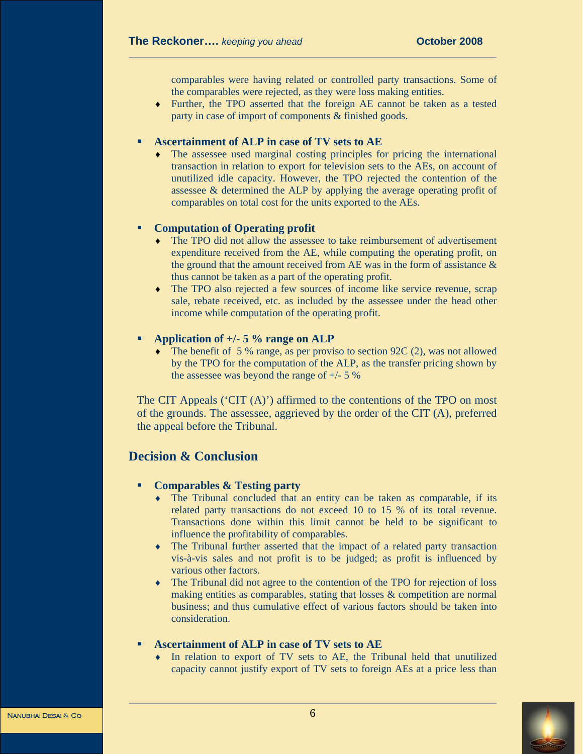comparables were having related or controlled party transactions. Some of the comparables were rejected, as they were loss making entities.

- Further, the TPO asserted that the foreign AE cannot be taken as a tested party in case of import of components & finished goods.

- **Ascertainment of ALP in case of TV sets to AE**
  - The assessee used marginal costing principles for pricing the international transaction in relation to export for television sets to the AEs, on account of unutilized idle capacity. However, the TPO rejected the contention of the assessee & determined the ALP by applying the average operating profit of comparables on total cost for the units exported to the AEs.

- **Computation of Operating profit**
  - The TPO did not allow the assessee to take reimbursement of advertisement expenditure received from the AE, while computing the operating profit, on the ground that the amount received from AE was in the form of assistance & thus cannot be taken as a part of the operating profit.
  - The TPO also rejected a few sources of income like service revenue, scrap sale, rebate received, etc. as included by the assessee under the head other income while computation of the operating profit.

- **Application of +/- 5 % range on ALP**
  - The benefit of 5 % range, as per proviso to section 92C (2), was not allowed by the TPO for the computation of the ALP, as the transfer pricing shown by the assessee was beyond the range of +/- 5 %

The CIT Appeals ('CIT (A)') affirmed to the contentions of the TPO on most of the grounds. The assessee, aggrieved by the order of the CIT (A), preferred the appeal before the Tribunal.

## Decision & Conclusion

- **Comparables & Testing party**
  - The Tribunal concluded that an entity can be taken as comparable, if its related party transactions do not exceed 10 to 15 % of its total revenue. Transactions done within this limit cannot be held to be significant to influence the profitability of comparables.
  - The Tribunal further asserted that the impact of a related party transaction vis-à-vis sales and not profit is to be judged; as profit is influenced by various other factors.
  - The Tribunal did not agree to the contention of the TPO for rejection of loss making entities as comparables, stating that losses & competition are normal business; and thus cumulative effect of various factors should be taken into consideration.

- **Ascertainment of ALP in case of TV sets to AE**
  - In relation to export of TV sets to AE, the Tribunal held that unutilized capacity cannot justify export of TV sets to foreign AEs at a price less than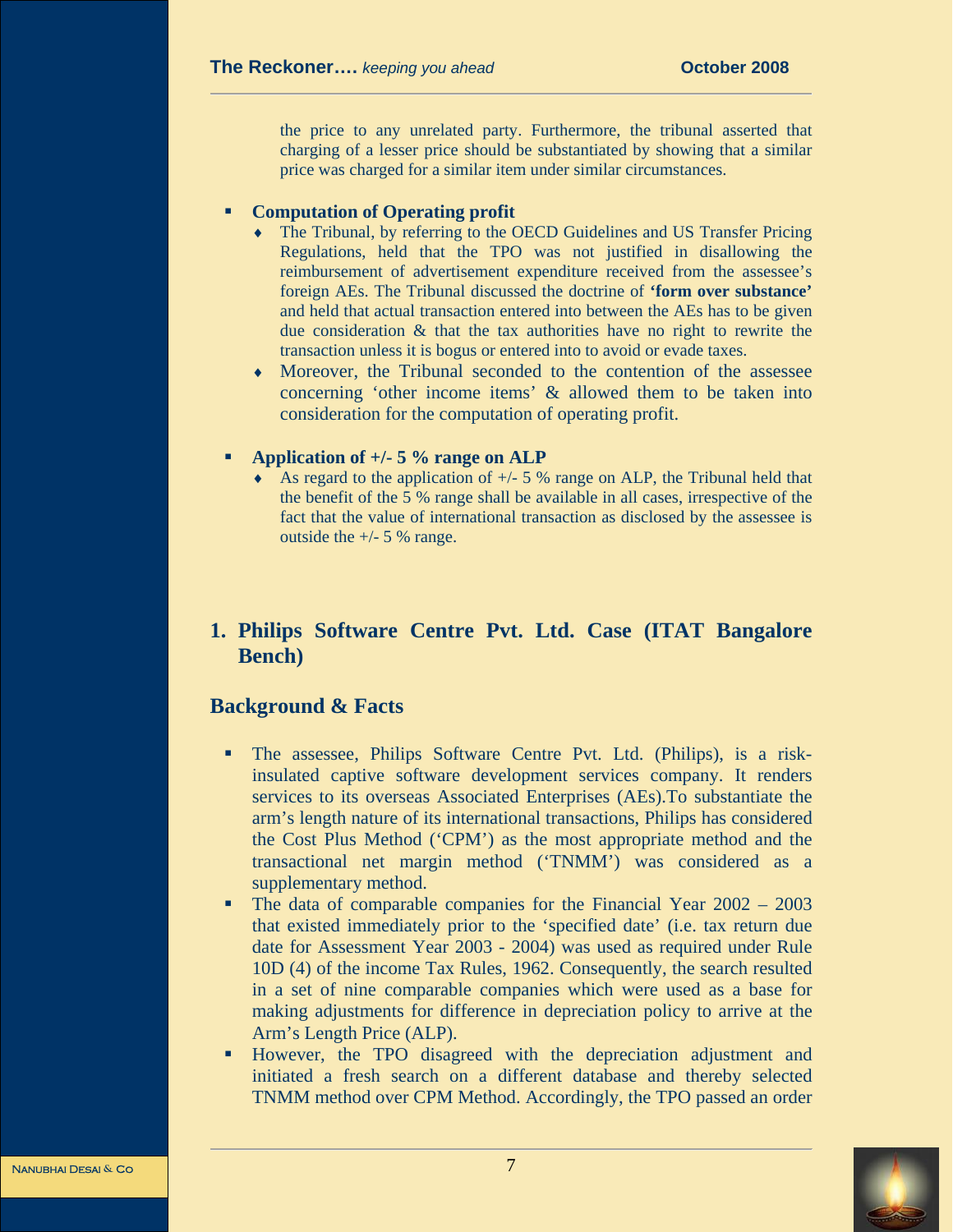the price to any unrelated party. Furthermore, the tribunal asserted that charging of a lesser price should be substantiated by showing that a similar price was charged for a similar item under similar circumstances.

- **Computation of Operating profit**
  - The Tribunal, by referring to the OECD Guidelines and US Transfer Pricing Regulations, held that the TPO was not justified in disallowing the reimbursement of advertisement expenditure received from the assessee's foreign AEs. The Tribunal discussed the doctrine of **'form over substance'** and held that actual transaction entered into between the AEs has to be given due consideration & that the tax authorities have no right to rewrite the transaction unless it is bogus or entered into to avoid or evade taxes.
  - Moreover, the Tribunal seconded to the contention of the assessee concerning 'other income items' & allowed them to be taken into consideration for the computation of operating profit.

- **Application of +/- 5 % range on ALP**
  - As regard to the application of +/- 5 % range on ALP, the Tribunal held that the benefit of the 5 % range shall be available in all cases, irrespective of the fact that the value of international transaction as disclosed by the assessee is outside the +/- 5 % range.

## 1. Philips Software Centre Pvt. Ltd. Case (ITAT Bangalore Bench)

### Background & Facts

- The assessee, Philips Software Centre Pvt. Ltd. (Philips), is a risk-insulated captive software development services company. It renders services to its overseas Associated Enterprises (AEs).To substantiate the arm's length nature of its international transactions, Philips has considered the Cost Plus Method ('CPM') as the most appropriate method and the transactional net margin method ('TNMM') was considered as a supplementary method.
- The data of comparable companies for the Financial Year 2002 – 2003 that existed immediately prior to the 'specified date' (i.e. tax return due date for Assessment Year 2003 - 2004) was used as required under Rule 10D (4) of the income Tax Rules, 1962. Consequently, the search resulted in a set of nine comparable companies which were used as a base for making adjustments for difference in depreciation policy to arrive at the Arm's Length Price (ALP).
- However, the TPO disagreed with the depreciation adjustment and initiated a fresh search on a different database and thereby selected TNMM method over CPM Method. Accordingly, the TPO passed an order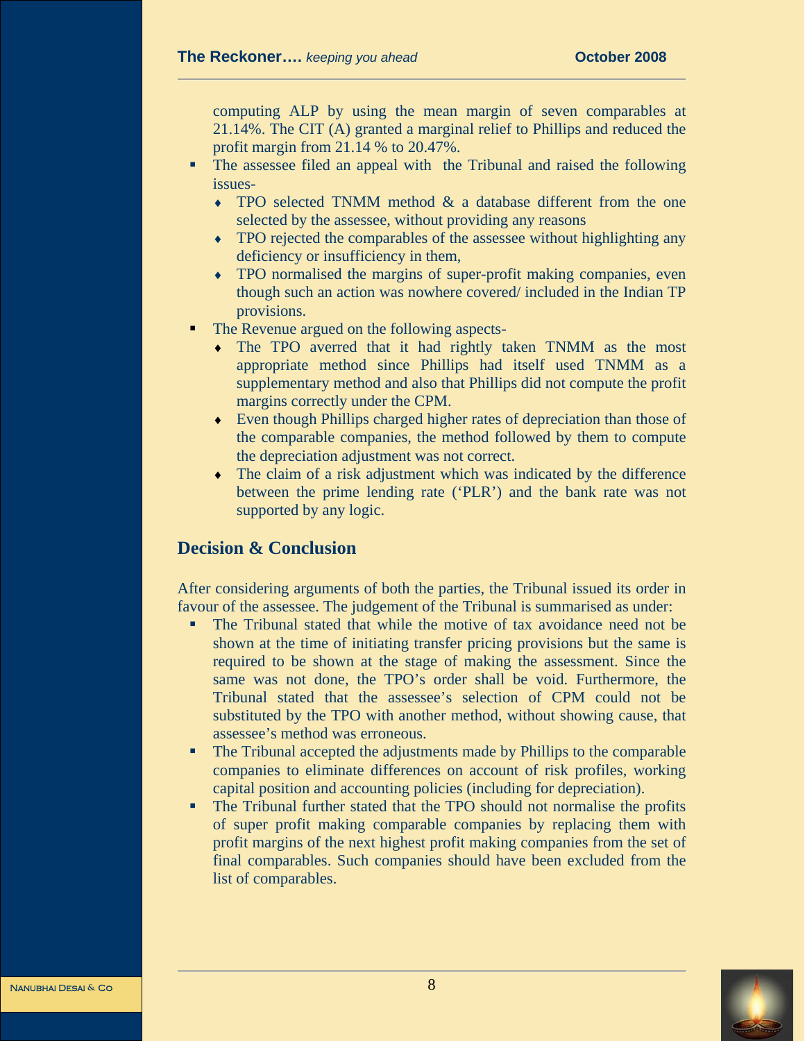computing ALP by using the mean margin of seven comparables at 21.14%. The CIT (A) granted a marginal relief to Phillips and reduced the profit margin from 21.14 % to 20.47%.

- The assessee filed an appeal with the Tribunal and raised the following issues-
  - TPO selected TNMM method & a database different from the one selected by the assessee, without providing any reasons
  - TPO rejected the comparables of the assessee without highlighting any deficiency or insufficiency in them,
  - TPO normalised the margins of super-profit making companies, even though such an action was nowhere covered/ included in the Indian TP provisions.
- The Revenue argued on the following aspects-
  - The TPO averred that it had rightly taken TNMM as the most appropriate method since Phillips had itself used TNMM as a supplementary method and also that Phillips did not compute the profit margins correctly under the CPM.
  - Even though Phillips charged higher rates of depreciation than those of the comparable companies, the method followed by them to compute the depreciation adjustment was not correct.
  - The claim of a risk adjustment which was indicated by the difference between the prime lending rate ('PLR') and the bank rate was not supported by any logic.

## Decision & Conclusion

After considering arguments of both the parties, the Tribunal issued its order in favour of the assessee. The judgement of the Tribunal is summarised as under:

- The Tribunal stated that while the motive of tax avoidance need not be shown at the time of initiating transfer pricing provisions but the same is required to be shown at the stage of making the assessment. Since the same was not done, the TPO's order shall be void. Furthermore, the Tribunal stated that the assessee's selection of CPM could not be substituted by the TPO with another method, without showing cause, that assessee's method was erroneous.
- The Tribunal accepted the adjustments made by Phillips to the comparable companies to eliminate differences on account of risk profiles, working capital position and accounting policies (including for depreciation).
- The Tribunal further stated that the TPO should not normalise the profits of super profit making comparable companies by replacing them with profit margins of the next highest profit making companies from the set of final comparables. Such companies should have been excluded from the list of comparables.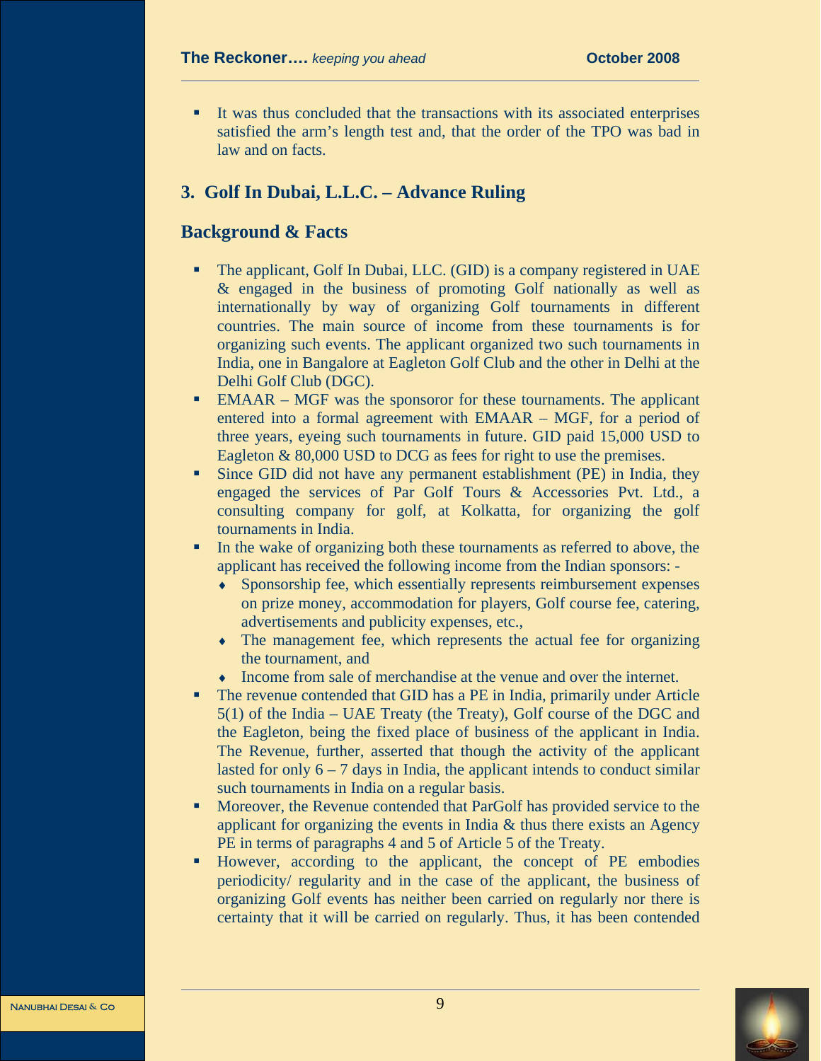- It was thus concluded that the transactions with its associated enterprises satisfied the arm's length test and, that the order of the TPO was bad in law and on facts.

## 3. Golf In Dubai, L.L.C. – Advance Ruling

### Background & Facts

- The applicant, Golf In Dubai, LLC. (GID) is a company registered in UAE & engaged in the business of promoting Golf nationally as well as internationally by way of organizing Golf tournaments in different countries. The main source of income from these tournaments is for organizing such events. The applicant organized two such tournaments in India, one in Bangalore at Eagleton Golf Club and the other in Delhi at the Delhi Golf Club (DGC).
- EMAAR – MGF was the sponsoror for these tournaments. The applicant entered into a formal agreement with EMAAR – MGF, for a period of three years, eyeing such tournaments in future. GID paid 15,000 USD to Eagleton & 80,000 USD to DCG as fees for right to use the premises.
- Since GID did not have any permanent establishment (PE) in India, they engaged the services of Par Golf Tours & Accessories Pvt. Ltd., a consulting company for golf, at Kolkatta, for organizing the golf tournaments in India.
- In the wake of organizing both these tournaments as referred to above, the applicant has received the following income from the Indian sponsors: -
  - Sponsorship fee, which essentially represents reimbursement expenses on prize money, accommodation for players, Golf course fee, catering, advertisements and publicity expenses, etc.,
  - The management fee, which represents the actual fee for organizing the tournament, and
  - Income from sale of merchandise at the venue and over the internet.
- The revenue contended that GID has a PE in India, primarily under Article 5(1) of the India – UAE Treaty (the Treaty), Golf course of the DGC and the Eagleton, being the fixed place of business of the applicant in India. The Revenue, further, asserted that though the activity of the applicant lasted for only 6 – 7 days in India, the applicant intends to conduct similar such tournaments in India on a regular basis.
- Moreover, the Revenue contended that ParGolf has provided service to the applicant for organizing the events in India & thus there exists an Agency PE in terms of paragraphs 4 and 5 of Article 5 of the Treaty.
- However, according to the applicant, the concept of PE embodies periodicity/ regularity and in the case of the applicant, the business of organizing Golf events has neither been carried on regularly nor there is certainty that it will be carried on regularly. Thus, it has been contended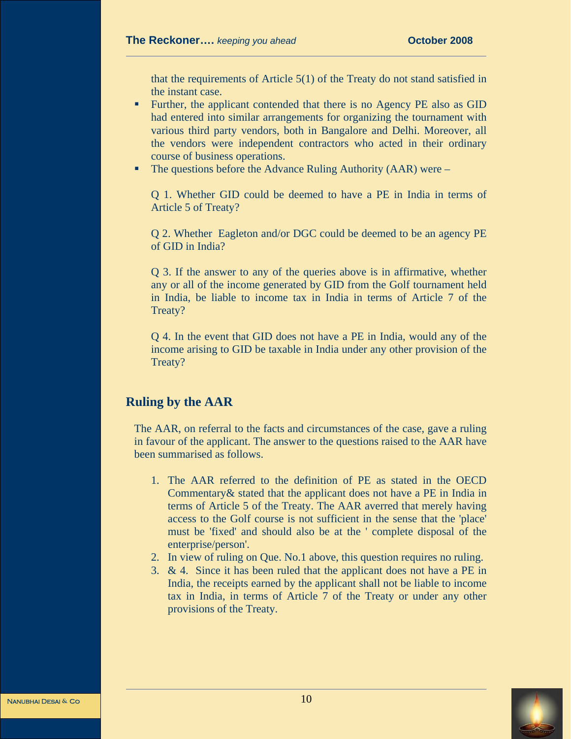that the requirements of Article 5(1) of the Treaty do not stand satisfied in the instant case.

- Further, the applicant contended that there is no Agency PE also as GID had entered into similar arrangements for organizing the tournament with various third party vendors, both in Bangalore and Delhi. Moreover, all the vendors were independent contractors who acted in their ordinary course of business operations.
- The questions before the Advance Ruling Authority (AAR) were –

  Q 1. Whether GID could be deemed to have a PE in India in terms of Article 5 of Treaty?

  Q 2. Whether Eagleton and/or DGC could be deemed to be an agency PE of GID in India?

  Q 3. If the answer to any of the queries above is in affirmative, whether any or all of the income generated by GID from the Golf tournament held in India, be liable to income tax in India in terms of Article 7 of the Treaty?

  Q 4. In the event that GID does not have a PE in India, would any of the income arising to GID be taxable in India under any other provision of the Treaty?

## Ruling by the AAR

The AAR, on referral to the facts and circumstances of the case, gave a ruling in favour of the applicant. The answer to the questions raised to the AAR have been summarised as follows.

1. The AAR referred to the definition of PE as stated in the OECD Commentary& stated that the applicant does not have a PE in India in terms of Article 5 of the Treaty. The AAR averred that merely having access to the Golf course is not sufficient in the sense that the 'place' must be 'fixed' and should also be at the ' complete disposal of the enterprise/person'.
2. In view of ruling on Que. No.1 above, this question requires no ruling.
3. & 4. Since it has been ruled that the applicant does not have a PE in India, the receipts earned by the applicant shall not be liable to income tax in India, in terms of Article 7 of the Treaty or under any other provisions of the Treaty.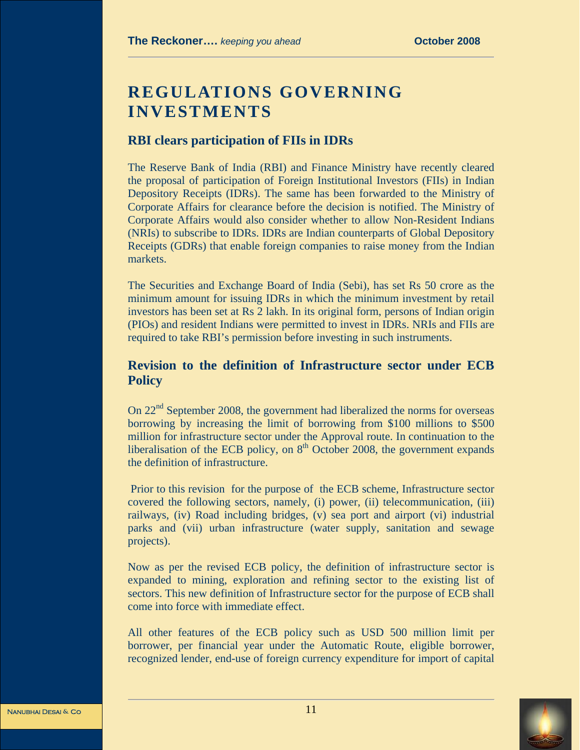# REGULATIONS GOVERNING INVESTMENTS

## RBI clears participation of FIIs in IDRs

The Reserve Bank of India (RBI) and Finance Ministry have recently cleared the proposal of participation of Foreign Institutional Investors (FIIs) in Indian Depository Receipts (IDRs). The same has been forwarded to the Ministry of Corporate Affairs for clearance before the decision is notified. The Ministry of Corporate Affairs would also consider whether to allow Non-Resident Indians (NRIs) to subscribe to IDRs. IDRs are Indian counterparts of Global Depository Receipts (GDRs) that enable foreign companies to raise money from the Indian markets.

The Securities and Exchange Board of India (Sebi), has set Rs 50 crore as the minimum amount for issuing IDRs in which the minimum investment by retail investors has been set at Rs 2 lakh. In its original form, persons of Indian origin (PIOs) and resident Indians were permitted to invest in IDRs. NRIs and FIIs are required to take RBI's permission before investing in such instruments.

## Revision to the definition of Infrastructure sector under ECB Policy

On 22nd September 2008, the government had liberalized the norms for overseas borrowing by increasing the limit of borrowing from \$100 millions to \$500 million for infrastructure sector under the Approval route. In continuation to the liberalisation of the ECB policy, on 8th October 2008, the government expands the definition of infrastructure.

Prior to this revision for the purpose of the ECB scheme, Infrastructure sector covered the following sectors, namely, (i) power, (ii) telecommunication, (iii) railways, (iv) Road including bridges, (v) sea port and airport (vi) industrial parks and (vii) urban infrastructure (water supply, sanitation and sewage projects).

Now as per the revised ECB policy, the definition of infrastructure sector is expanded to mining, exploration and refining sector to the existing list of sectors. This new definition of Infrastructure sector for the purpose of ECB shall come into force with immediate effect.

All other features of the ECB policy such as USD 500 million limit per borrower, per financial year under the Automatic Route, eligible borrower, recognized lender, end-use of foreign currency expenditure for import of capital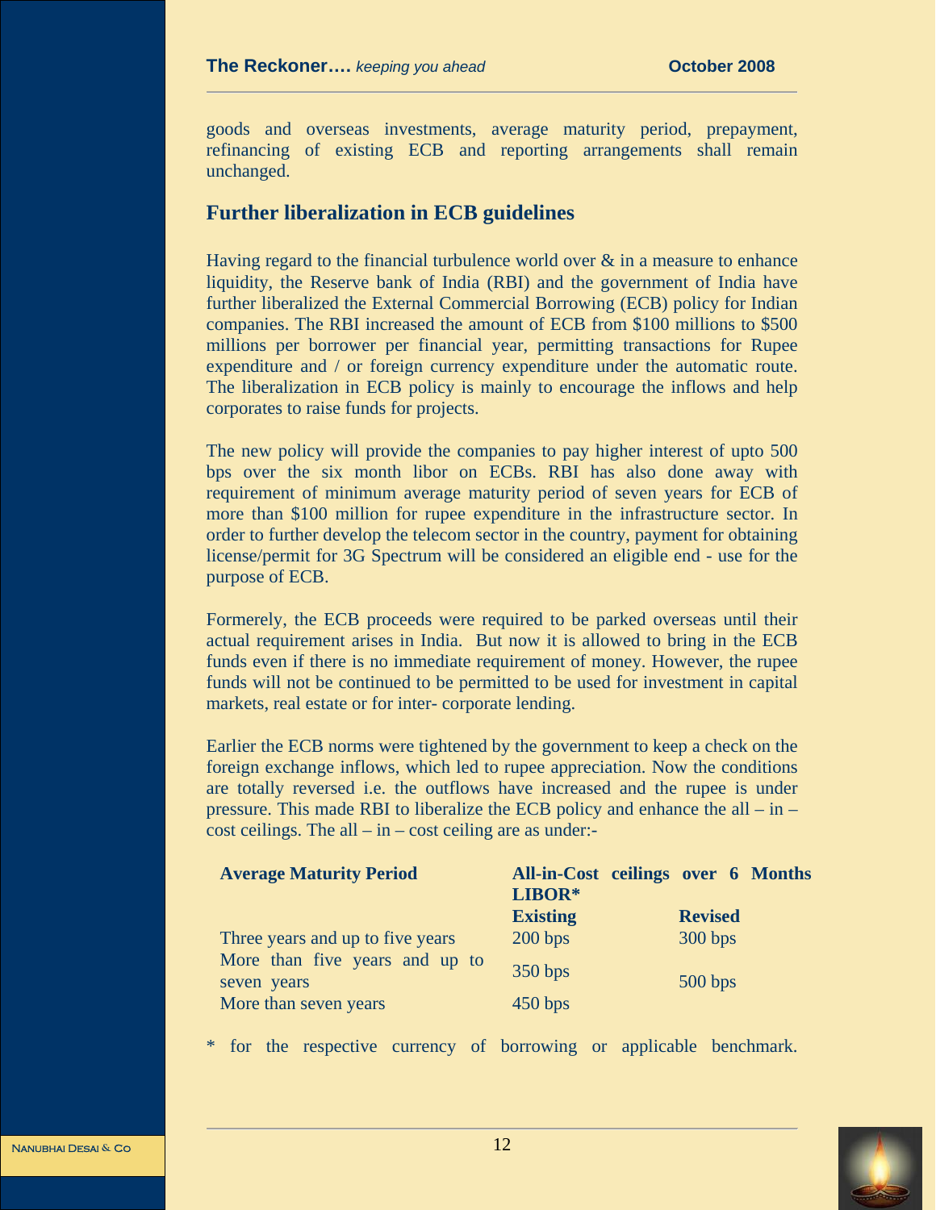goods and overseas investments, average maturity period, prepayment, refinancing of existing ECB and reporting arrangements shall remain unchanged.

## Further liberalization in ECB guidelines

Having regard to the financial turbulence world over & in a measure to enhance liquidity, the Reserve bank of India (RBI) and the government of India have further liberalized the External Commercial Borrowing (ECB) policy for Indian companies. The RBI increased the amount of ECB from $100 millions to $500 millions per borrower per financial year, permitting transactions for Rupee expenditure and / or foreign currency expenditure under the automatic route. The liberalization in ECB policy is mainly to encourage the inflows and help corporates to raise funds for projects.

The new policy will provide the companies to pay higher interest of upto 500 bps over the six month libor on ECBs. RBI has also done away with requirement of minimum average maturity period of seven years for ECB of more than $100 million for rupee expenditure in the infrastructure sector. In order to further develop the telecom sector in the country, payment for obtaining license/permit for 3G Spectrum will be considered an eligible end - use for the purpose of ECB.

Formerely, the ECB proceeds were required to be parked overseas until their actual requirement arises in India. But now it is allowed to bring in the ECB funds even if there is no immediate requirement of money. However, the rupee funds will not be continued to be permitted to be used for investment in capital markets, real estate or for inter- corporate lending.

Earlier the ECB norms were tightened by the government to keep a check on the foreign exchange inflows, which led to rupee appreciation. Now the conditions are totally reversed i.e. the outflows have increased and the rupee is under pressure. This made RBI to liberalize the ECB policy and enhance the all – in – cost ceilings. The all – in – cost ceiling are as under:-

| Average Maturity Period | All-in-Cost ceilings over 6 Months LIBOR* | |
|---|---|---|
| | **Existing** | **Revised** |
| Three years and up to five years | 200 bps | 300 bps |
| More than five years and up to seven years | 350 bps | 500 bps |
| More than seven years | 450 bps | |

\* for the respective currency of borrowing or applicable benchmark.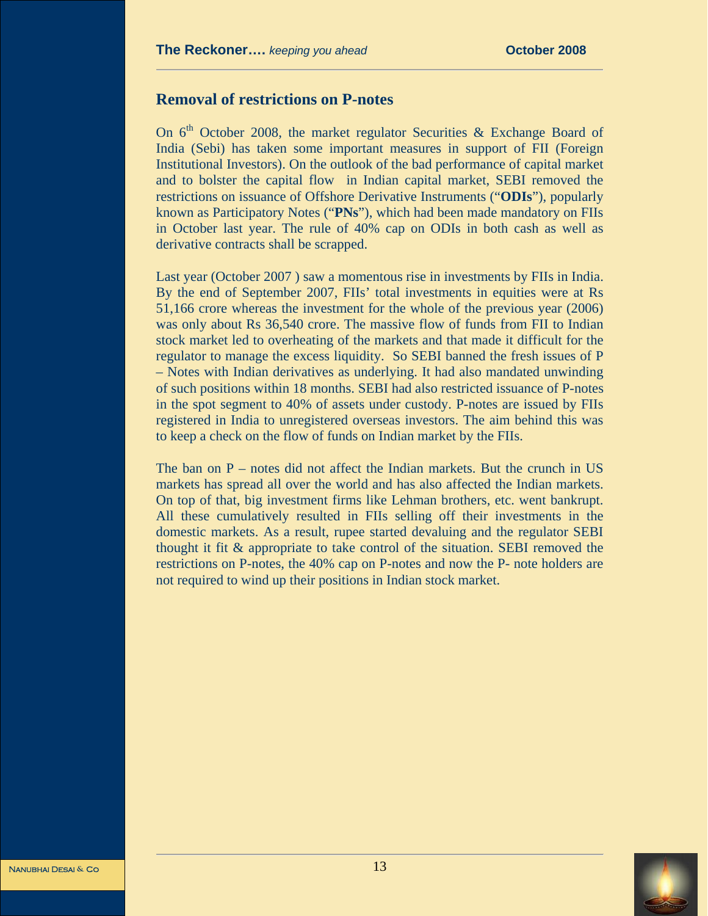## Removal of restrictions on P-notes

On 6th October 2008, the market regulator Securities & Exchange Board of India (Sebi) has taken some important measures in support of FII (Foreign Institutional Investors). On the outlook of the bad performance of capital market and to bolster the capital flow in Indian capital market, SEBI removed the restrictions on issuance of Offshore Derivative Instruments ("**ODIs**"), popularly known as Participatory Notes ("**PNs**"), which had been made mandatory on FIIs in October last year. The rule of 40% cap on ODIs in both cash as well as derivative contracts shall be scrapped.

Last year (October 2007 ) saw a momentous rise in investments by FIIs in India. By the end of September 2007, FIIs' total investments in equities were at Rs 51,166 crore whereas the investment for the whole of the previous year (2006) was only about Rs 36,540 crore. The massive flow of funds from FII to Indian stock market led to overheating of the markets and that made it difficult for the regulator to manage the excess liquidity. So SEBI banned the fresh issues of P – Notes with Indian derivatives as underlying. It had also mandated unwinding of such positions within 18 months. SEBI had also restricted issuance of P-notes in the spot segment to 40% of assets under custody. P-notes are issued by FIIs registered in India to unregistered overseas investors. The aim behind this was to keep a check on the flow of funds on Indian market by the FIIs.

The ban on P – notes did not affect the Indian markets. But the crunch in US markets has spread all over the world and has also affected the Indian markets. On top of that, big investment firms like Lehman brothers, etc. went bankrupt. All these cumulatively resulted in FIIs selling off their investments in the domestic markets. As a result, rupee started devaluing and the regulator SEBI thought it fit & appropriate to take control of the situation. SEBI removed the restrictions on P-notes, the 40% cap on P-notes and now the P- note holders are not required to wind up their positions in Indian stock market.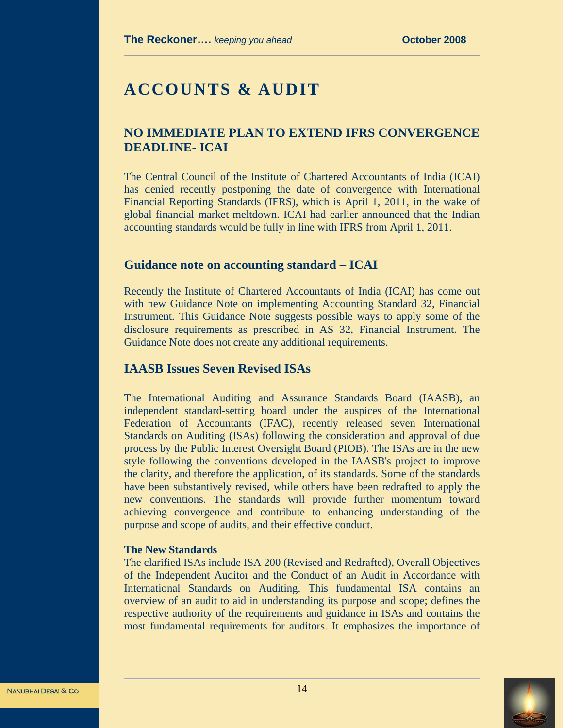# ACCOUNTS & AUDIT

## NO IMMEDIATE PLAN TO EXTEND IFRS CONVERGENCE DEADLINE- ICAI

The Central Council of the Institute of Chartered Accountants of India (ICAI) has denied recently postponing the date of convergence with International Financial Reporting Standards (IFRS), which is April 1, 2011, in the wake of global financial market meltdown. ICAI had earlier announced that the Indian accounting standards would be fully in line with IFRS from April 1, 2011.

## Guidance note on accounting standard – ICAI

Recently the Institute of Chartered Accountants of India (ICAI) has come out with new Guidance Note on implementing Accounting Standard 32, Financial Instrument. This Guidance Note suggests possible ways to apply some of the disclosure requirements as prescribed in AS 32, Financial Instrument. The Guidance Note does not create any additional requirements.

## IAASB Issues Seven Revised ISAs

The International Auditing and Assurance Standards Board (IAASB), an independent standard-setting board under the auspices of the International Federation of Accountants (IFAC), recently released seven International Standards on Auditing (ISAs) following the consideration and approval of due process by the Public Interest Oversight Board (PIOB). The ISAs are in the new style following the conventions developed in the IAASB's project to improve the clarity, and therefore the application, of its standards. Some of the standards have been substantively revised, while others have been redrafted to apply the new conventions. The standards will provide further momentum toward achieving convergence and contribute to enhancing understanding of the purpose and scope of audits, and their effective conduct.

**The New Standards**

The clarified ISAs include ISA 200 (Revised and Redrafted), Overall Objectives of the Independent Auditor and the Conduct of an Audit in Accordance with International Standards on Auditing. This fundamental ISA contains an overview of an audit to aid in understanding its purpose and scope; defines the respective authority of the requirements and guidance in ISAs and contains the most fundamental requirements for auditors. It emphasizes the importance of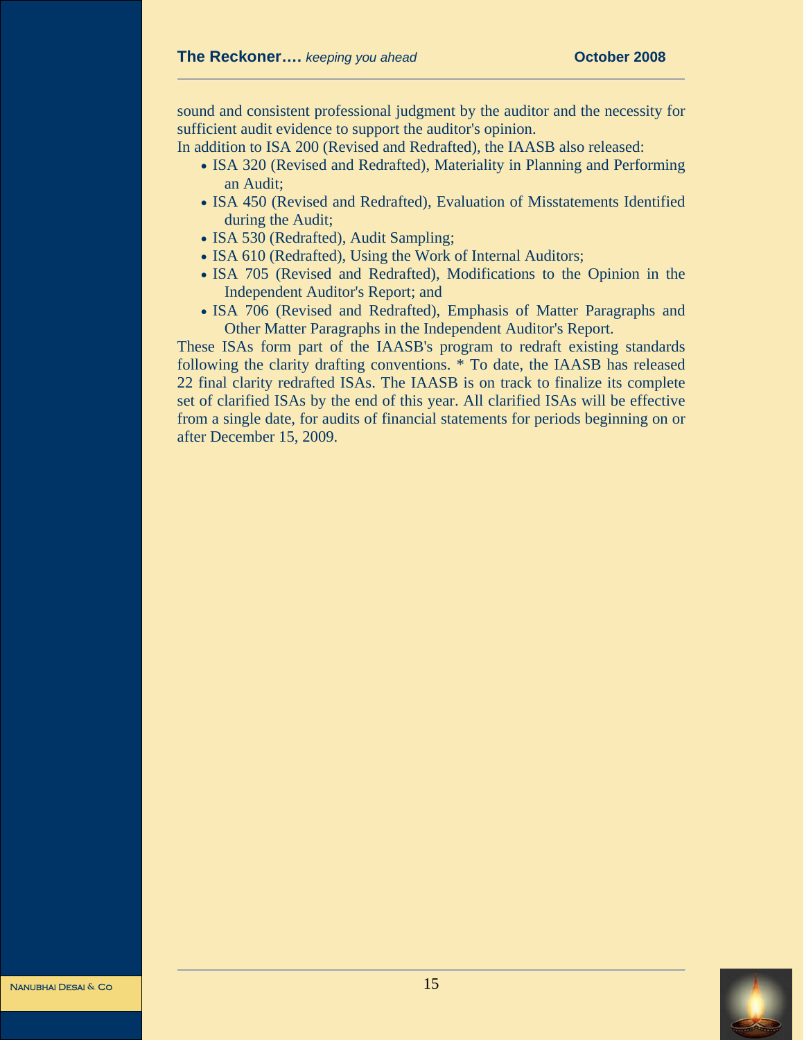sound and consistent professional judgment by the auditor and the necessity for sufficient audit evidence to support the auditor's opinion.

In addition to ISA 200 (Revised and Redrafted), the IAASB also released:

- ISA 320 (Revised and Redrafted), Materiality in Planning and Performing an Audit;
- ISA 450 (Revised and Redrafted), Evaluation of Misstatements Identified during the Audit;
- ISA 530 (Redrafted), Audit Sampling;
- ISA 610 (Redrafted), Using the Work of Internal Auditors;
- ISA 705 (Revised and Redrafted), Modifications to the Opinion in the Independent Auditor's Report; and
- ISA 706 (Revised and Redrafted), Emphasis of Matter Paragraphs and Other Matter Paragraphs in the Independent Auditor's Report.

These ISAs form part of the IAASB's program to redraft existing standards following the clarity drafting conventions. * To date, the IAASB has released 22 final clarity redrafted ISAs. The IAASB is on track to finalize its complete set of clarified ISAs by the end of this year. All clarified ISAs will be effective from a single date, for audits of financial statements for periods beginning on or after December 15, 2009.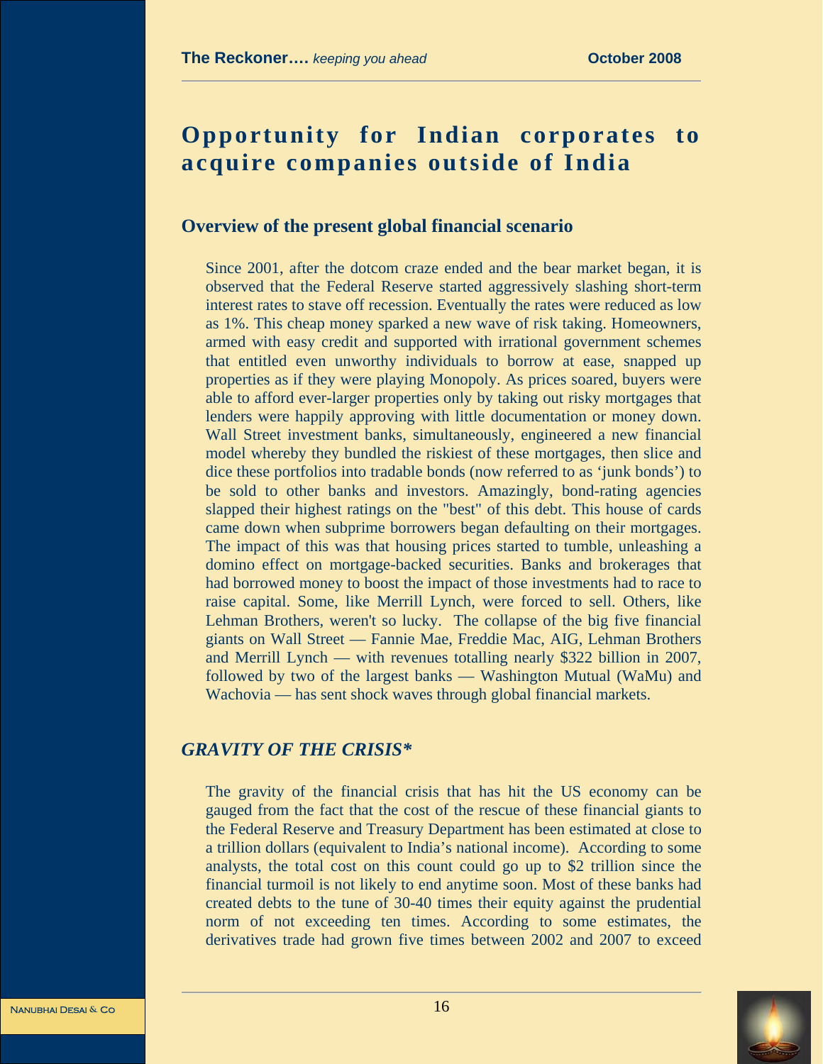# Opportunity for Indian corporates to acquire companies outside of India

## Overview of the present global financial scenario

Since 2001, after the dotcom craze ended and the bear market began, it is observed that the Federal Reserve started aggressively slashing short-term interest rates to stave off recession. Eventually the rates were reduced as low as 1%. This cheap money sparked a new wave of risk taking. Homeowners, armed with easy credit and supported with irrational government schemes that entitled even unworthy individuals to borrow at ease, snapped up properties as if they were playing Monopoly. As prices soared, buyers were able to afford ever-larger properties only by taking out risky mortgages that lenders were happily approving with little documentation or money down. Wall Street investment banks, simultaneously, engineered a new financial model whereby they bundled the riskiest of these mortgages, then slice and dice these portfolios into tradable bonds (now referred to as 'junk bonds') to be sold to other banks and investors. Amazingly, bond-rating agencies slapped their highest ratings on the "best" of this debt. This house of cards came down when subprime borrowers began defaulting on their mortgages. The impact of this was that housing prices started to tumble, unleashing a domino effect on mortgage-backed securities. Banks and brokerages that had borrowed money to boost the impact of those investments had to race to raise capital. Some, like Merrill Lynch, were forced to sell. Others, like Lehman Brothers, weren't so lucky. The collapse of the big five financial giants on Wall Street — Fannie Mae, Freddie Mac, AIG, Lehman Brothers and Merrill Lynch — with revenues totalling nearly $322 billion in 2007, followed by two of the largest banks — Washington Mutual (WaMu) and Wachovia — has sent shock waves through global financial markets.

## *GRAVITY OF THE CRISIS**

The gravity of the financial crisis that has hit the US economy can be gauged from the fact that the cost of the rescue of these financial giants to the Federal Reserve and Treasury Department has been estimated at close to a trillion dollars (equivalent to India's national income). According to some analysts, the total cost on this count could go up to $2 trillion since the financial turmoil is not likely to end anytime soon. Most of these banks had created debts to the tune of 30-40 times their equity against the prudential norm of not exceeding ten times. According to some estimates, the derivatives trade had grown five times between 2002 and 2007 to exceed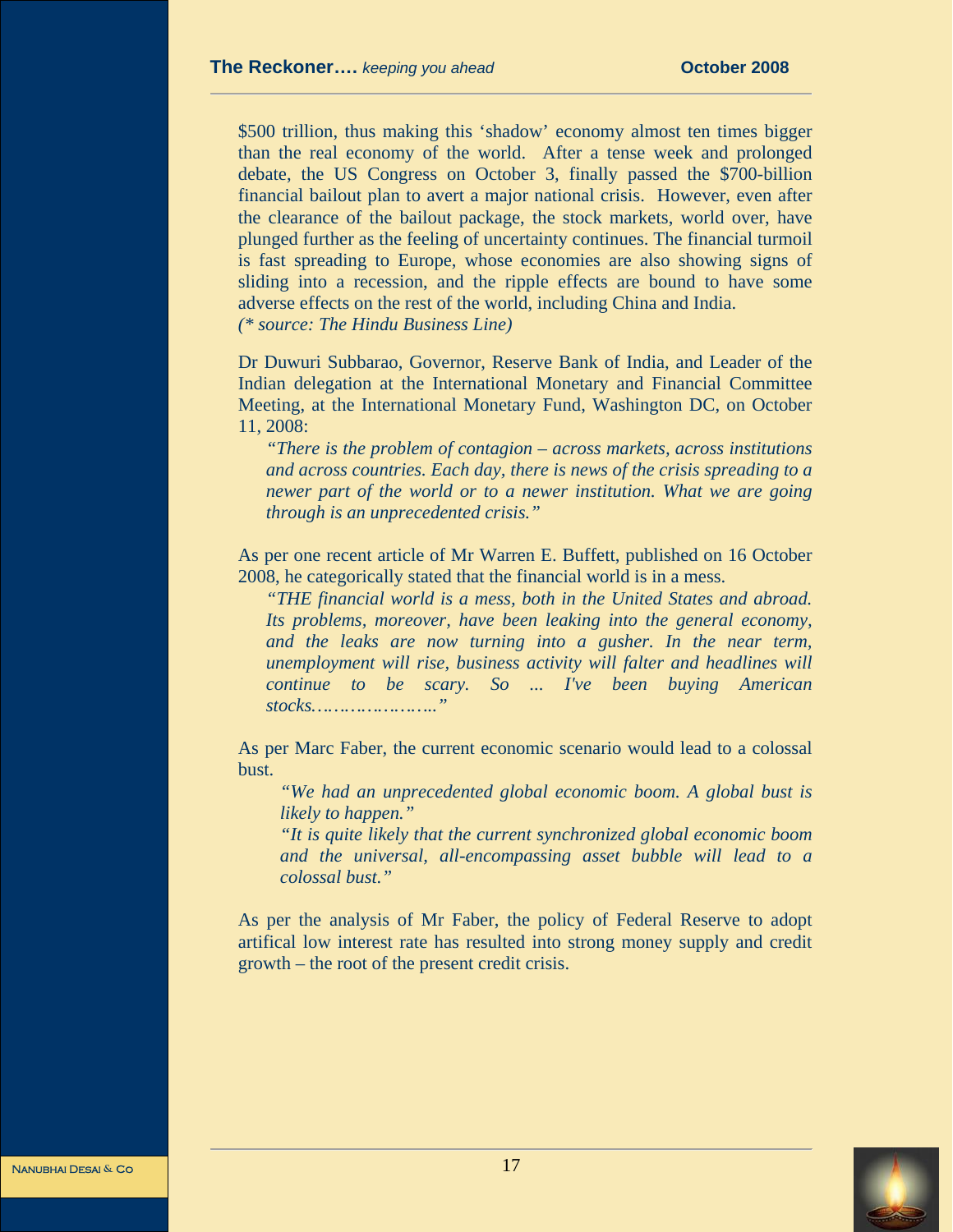$500 trillion, thus making this 'shadow' economy almost ten times bigger than the real economy of the world. After a tense week and prolonged debate, the US Congress on October 3, finally passed the $700-billion financial bailout plan to avert a major national crisis. However, even after the clearance of the bailout package, the stock markets, world over, have plunged further as the feeling of uncertainty continues. The financial turmoil is fast spreading to Europe, whose economies are also showing signs of sliding into a recession, and the ripple effects are bound to have some adverse effects on the rest of the world, including China and India.
*(* source: The Hindu Business Line)*

Dr Duwuri Subbarao, Governor, Reserve Bank of India, and Leader of the Indian delegation at the International Monetary and Financial Committee Meeting, at the International Monetary Fund, Washington DC, on October 11, 2008:

> *"There is the problem of contagion – across markets, across institutions and across countries. Each day, there is news of the crisis spreading to a newer part of the world or to a newer institution. What we are going through is an unprecedented crisis."*

As per one recent article of Mr Warren E. Buffett, published on 16 October 2008, he categorically stated that the financial world is in a mess.

> *"THE financial world is a mess, both in the United States and abroad. Its problems, moreover, have been leaking into the general economy, and the leaks are now turning into a gusher. In the near term, unemployment will rise, business activity will falter and headlines will continue to be scary. So ... I've been buying American stocks……………………"*

As per Marc Faber, the current economic scenario would lead to a colossal bust.

> *"We had an unprecedented global economic boom. A global bust is likely to happen."*
>
> *"It is quite likely that the current synchronized global economic boom and the universal, all-encompassing asset bubble will lead to a colossal bust."*

As per the analysis of Mr Faber, the policy of Federal Reserve to adopt artifical low interest rate has resulted into strong money supply and credit growth – the root of the present credit crisis.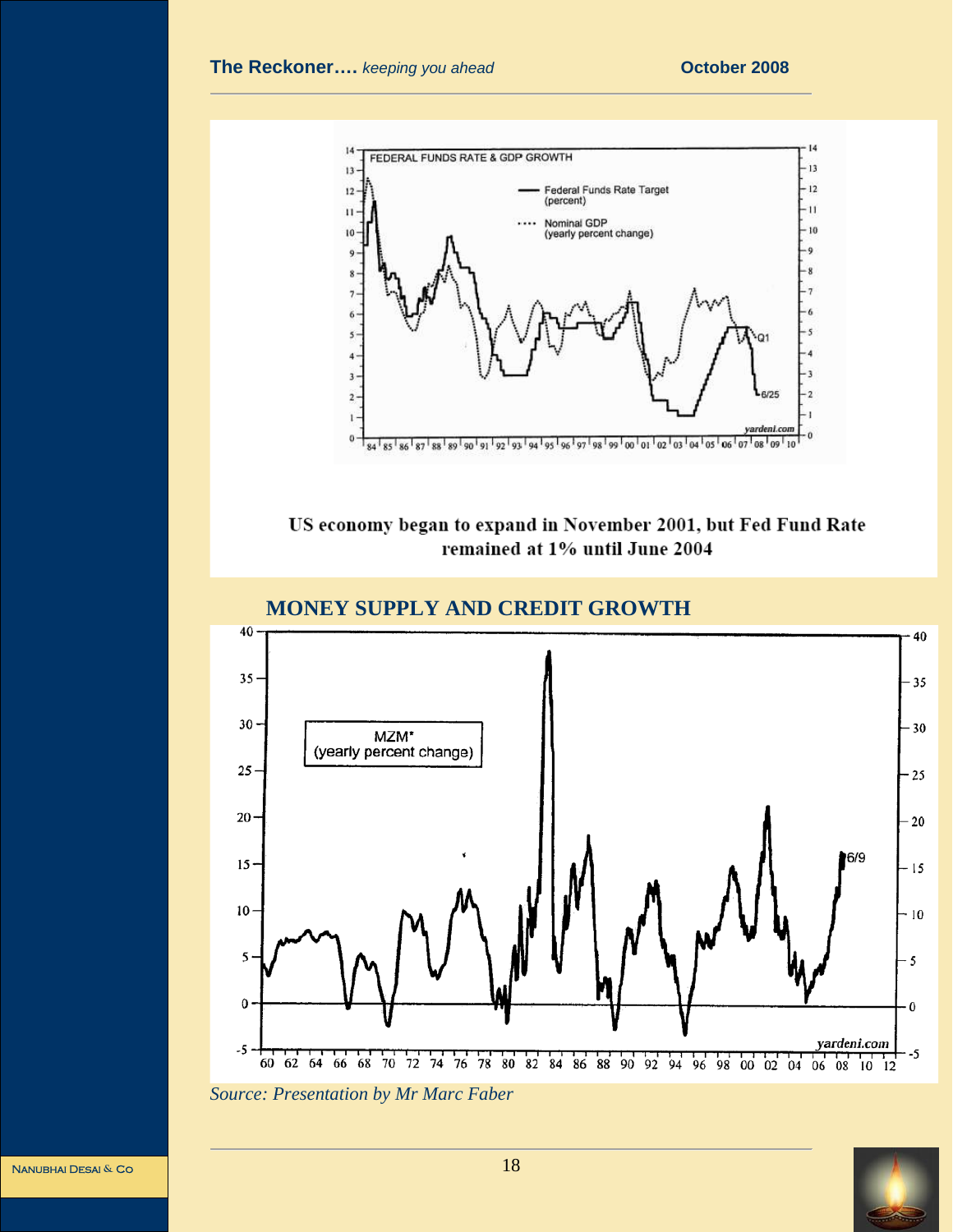US economy began to expand in November 2001, but Fed Fund Rate remained at 1% until June 2004

## MONEY SUPPLY AND CREDIT GROWTH

*Source: Presentation by Mr Marc Faber*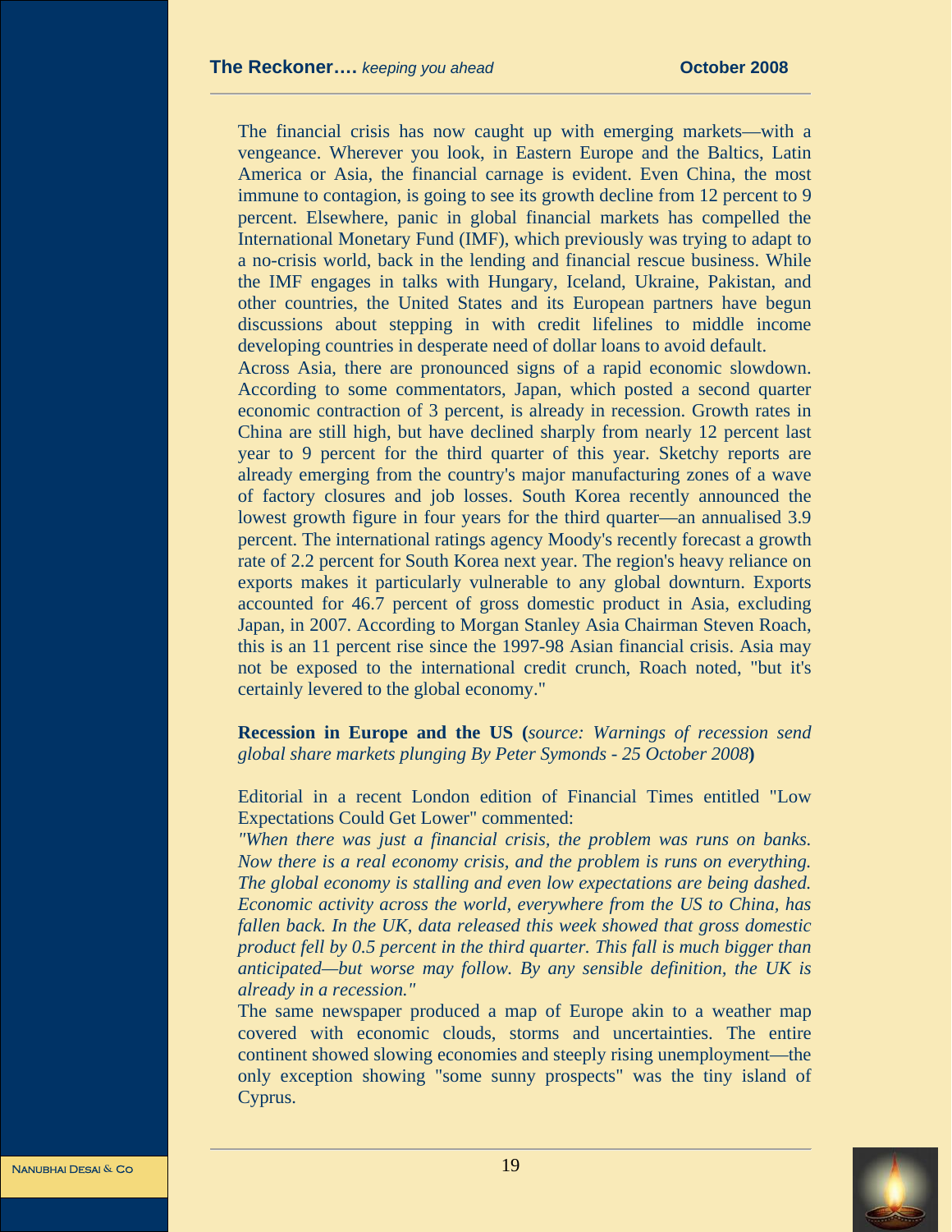The financial crisis has now caught up with emerging markets—with a vengeance. Wherever you look, in Eastern Europe and the Baltics, Latin America or Asia, the financial carnage is evident. Even China, the most immune to contagion, is going to see its growth decline from 12 percent to 9 percent. Elsewhere, panic in global financial markets has compelled the International Monetary Fund (IMF), which previously was trying to adapt to a no-crisis world, back in the lending and financial rescue business. While the IMF engages in talks with Hungary, Iceland, Ukraine, Pakistan, and other countries, the United States and its European partners have begun discussions about stepping in with credit lifelines to middle income developing countries in desperate need of dollar loans to avoid default.

Across Asia, there are pronounced signs of a rapid economic slowdown. According to some commentators, Japan, which posted a second quarter economic contraction of 3 percent, is already in recession. Growth rates in China are still high, but have declined sharply from nearly 12 percent last year to 9 percent for the third quarter of this year. Sketchy reports are already emerging from the country's major manufacturing zones of a wave of factory closures and job losses. South Korea recently announced the lowest growth figure in four years for the third quarter—an annualised 3.9 percent. The international ratings agency Moody's recently forecast a growth rate of 2.2 percent for South Korea next year. The region's heavy reliance on exports makes it particularly vulnerable to any global downturn. Exports accounted for 46.7 percent of gross domestic product in Asia, excluding Japan, in 2007. According to Morgan Stanley Asia Chairman Steven Roach, this is an 11 percent rise since the 1997-98 Asian financial crisis. Asia may not be exposed to the international credit crunch, Roach noted, "but it's certainly levered to the global economy."

**Recession in Europe and the US (***source: Warnings of recession send global share markets plunging By Peter Symonds - 25 October 2008***)**

Editorial in a recent London edition of Financial Times entitled "Low Expectations Could Get Lower" commented:

*"When there was just a financial crisis, the problem was runs on banks. Now there is a real economy crisis, and the problem is runs on everything. The global economy is stalling and even low expectations are being dashed. Economic activity across the world, everywhere from the US to China, has fallen back. In the UK, data released this week showed that gross domestic product fell by 0.5 percent in the third quarter. This fall is much bigger than anticipated—but worse may follow. By any sensible definition, the UK is already in a recession."*

The same newspaper produced a map of Europe akin to a weather map covered with economic clouds, storms and uncertainties. The entire continent showed slowing economies and steeply rising unemployment—the only exception showing "some sunny prospects" was the tiny island of Cyprus.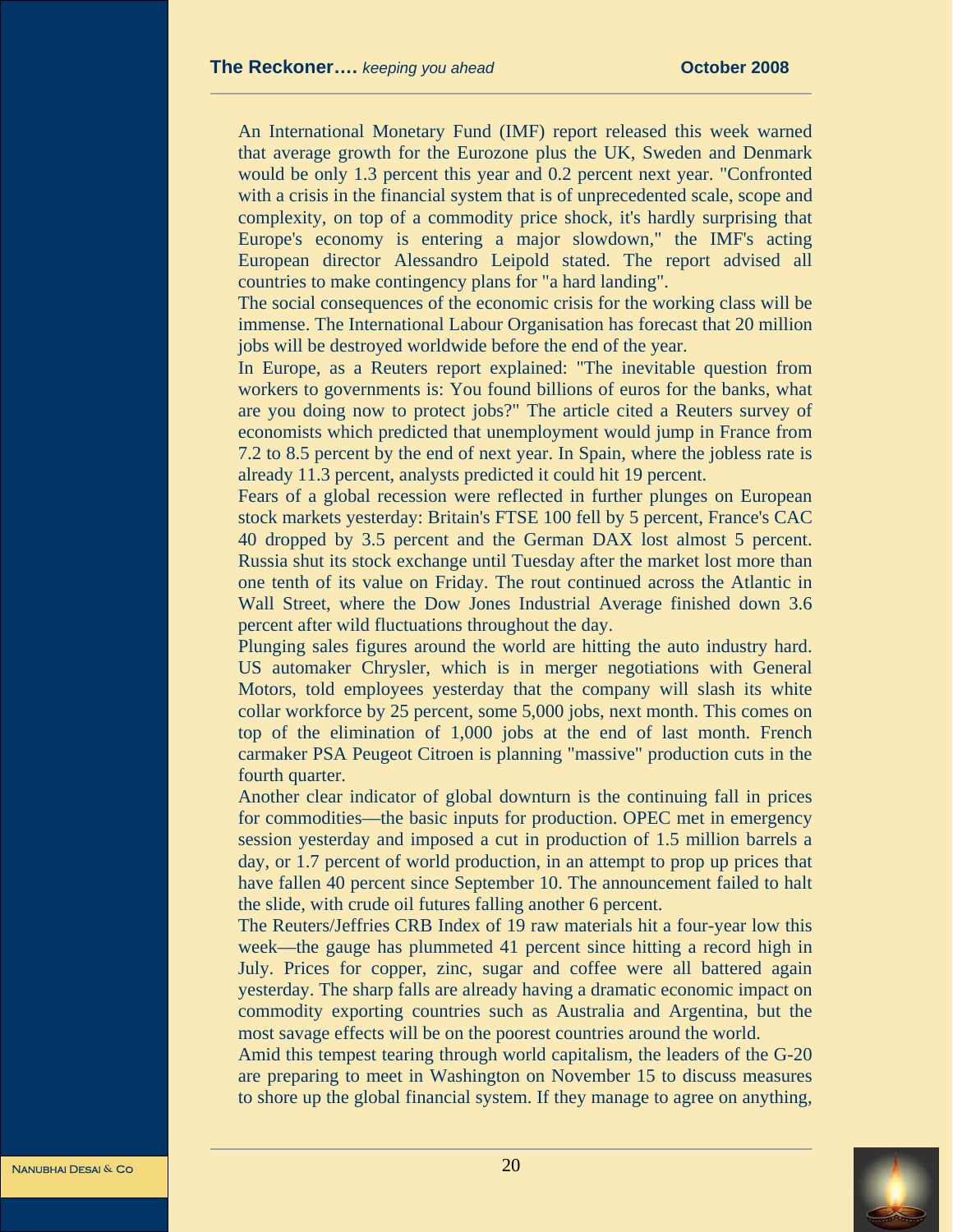An International Monetary Fund (IMF) report released this week warned that average growth for the Eurozone plus the UK, Sweden and Denmark would be only 1.3 percent this year and 0.2 percent next year. "Confronted with a crisis in the financial system that is of unprecedented scale, scope and complexity, on top of a commodity price shock, it's hardly surprising that Europe's economy is entering a major slowdown," the IMF's acting European director Alessandro Leipold stated. The report advised all countries to make contingency plans for "a hard landing".

The social consequences of the economic crisis for the working class will be immense. The International Labour Organisation has forecast that 20 million jobs will be destroyed worldwide before the end of the year.

In Europe, as a Reuters report explained: "The inevitable question from workers to governments is: You found billions of euros for the banks, what are you doing now to protect jobs?" The article cited a Reuters survey of economists which predicted that unemployment would jump in France from 7.2 to 8.5 percent by the end of next year. In Spain, where the jobless rate is already 11.3 percent, analysts predicted it could hit 19 percent.

Fears of a global recession were reflected in further plunges on European stock markets yesterday: Britain's FTSE 100 fell by 5 percent, France's CAC 40 dropped by 3.5 percent and the German DAX lost almost 5 percent. Russia shut its stock exchange until Tuesday after the market lost more than one tenth of its value on Friday. The rout continued across the Atlantic in Wall Street, where the Dow Jones Industrial Average finished down 3.6 percent after wild fluctuations throughout the day.

Plunging sales figures around the world are hitting the auto industry hard. US automaker Chrysler, which is in merger negotiations with General Motors, told employees yesterday that the company will slash its white collar workforce by 25 percent, some 5,000 jobs, next month. This comes on top of the elimination of 1,000 jobs at the end of last month. French carmaker PSA Peugeot Citroen is planning "massive" production cuts in the fourth quarter.

Another clear indicator of global downturn is the continuing fall in prices for commodities—the basic inputs for production. OPEC met in emergency session yesterday and imposed a cut in production of 1.5 million barrels a day, or 1.7 percent of world production, in an attempt to prop up prices that have fallen 40 percent since September 10. The announcement failed to halt the slide, with crude oil futures falling another 6 percent.

The Reuters/Jeffries CRB Index of 19 raw materials hit a four-year low this week—the gauge has plummeted 41 percent since hitting a record high in July. Prices for copper, zinc, sugar and coffee were all battered again yesterday. The sharp falls are already having a dramatic economic impact on commodity exporting countries such as Australia and Argentina, but the most savage effects will be on the poorest countries around the world.

Amid this tempest tearing through world capitalism, the leaders of the G-20 are preparing to meet in Washington on November 15 to discuss measures to shore up the global financial system. If they manage to agree on anything,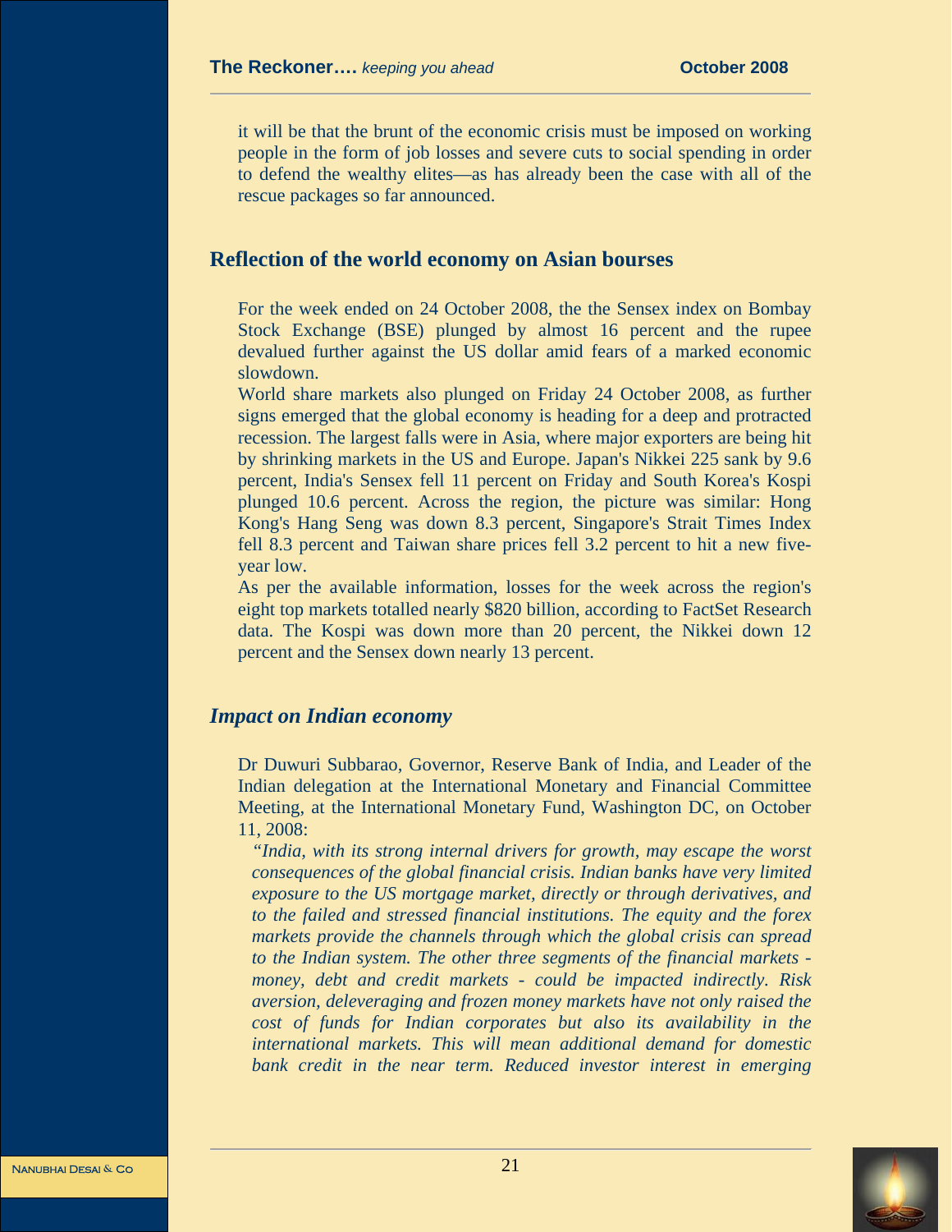it will be that the brunt of the economic crisis must be imposed on working people in the form of job losses and severe cuts to social spending in order to defend the wealthy elites—as has already been the case with all of the rescue packages so far announced.

## Reflection of the world economy on Asian bourses

For the week ended on 24 October 2008, the the Sensex index on Bombay Stock Exchange (BSE) plunged by almost 16 percent and the rupee devalued further against the US dollar amid fears of a marked economic slowdown.

World share markets also plunged on Friday 24 October 2008, as further signs emerged that the global economy is heading for a deep and protracted recession. The largest falls were in Asia, where major exporters are being hit by shrinking markets in the US and Europe. Japan's Nikkei 225 sank by 9.6 percent, India's Sensex fell 11 percent on Friday and South Korea's Kospi plunged 10.6 percent. Across the region, the picture was similar: Hong Kong's Hang Seng was down 8.3 percent, Singapore's Strait Times Index fell 8.3 percent and Taiwan share prices fell 3.2 percent to hit a new five-year low.

As per the available information, losses for the week across the region's eight top markets totalled nearly $820 billion, according to FactSet Research data. The Kospi was down more than 20 percent, the Nikkei down 12 percent and the Sensex down nearly 13 percent.

## *Impact on Indian economy*

Dr Duwuri Subbarao, Governor, Reserve Bank of India, and Leader of the Indian delegation at the International Monetary and Financial Committee Meeting, at the International Monetary Fund, Washington DC, on October 11, 2008:

*"India, with its strong internal drivers for growth, may escape the worst consequences of the global financial crisis. Indian banks have very limited exposure to the US mortgage market, directly or through derivatives, and to the failed and stressed financial institutions. The equity and the forex markets provide the channels through which the global crisis can spread to the Indian system. The other three segments of the financial markets - money, debt and credit markets - could be impacted indirectly. Risk aversion, deleveraging and frozen money markets have not only raised the cost of funds for Indian corporates but also its availability in the international markets. This will mean additional demand for domestic bank credit in the near term. Reduced investor interest in emerging*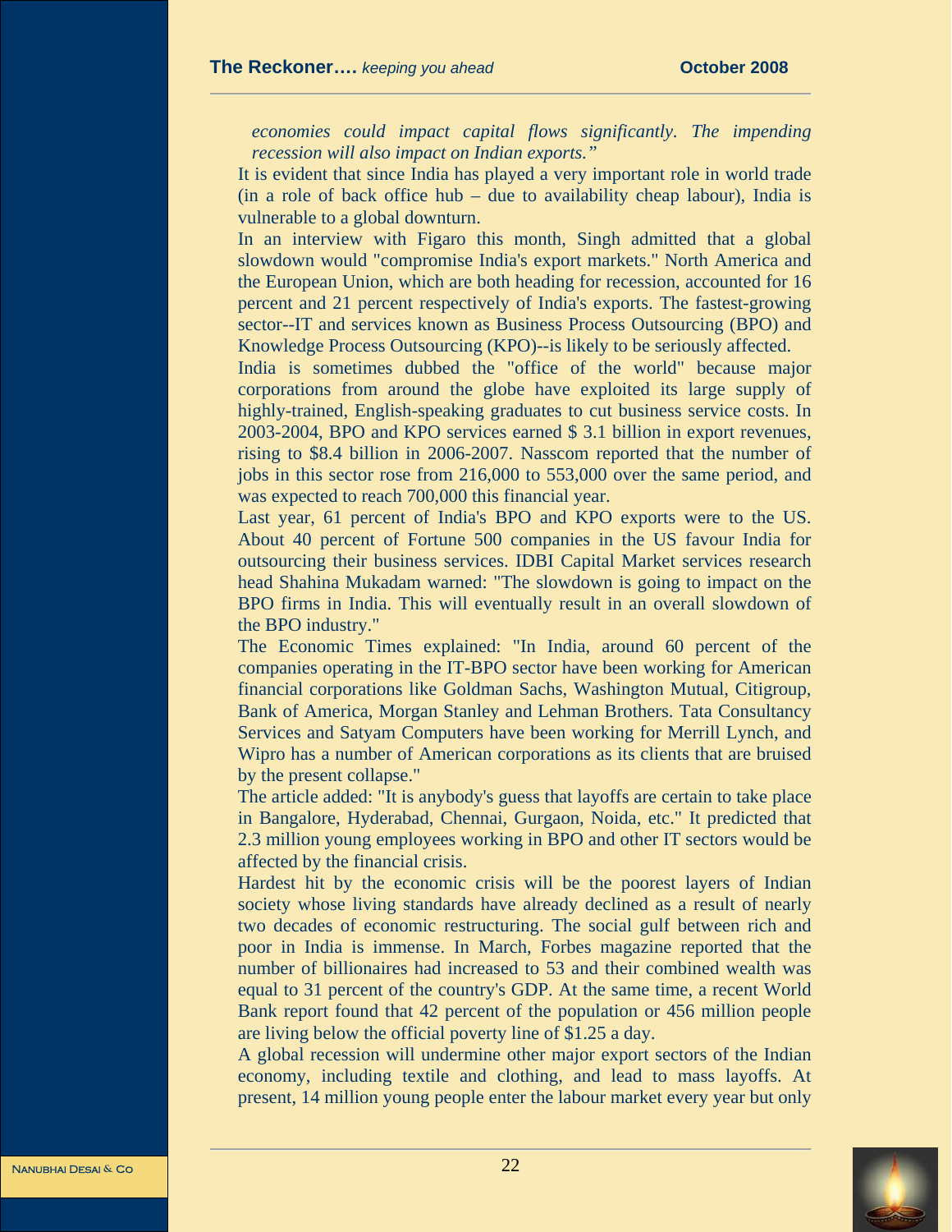*economies could impact capital flows significantly. The impending recession will also impact on Indian exports."*

It is evident that since India has played a very important role in world trade (in a role of back office hub – due to availability cheap labour), India is vulnerable to a global downturn.

In an interview with Figaro this month, Singh admitted that a global slowdown would "compromise India's export markets." North America and the European Union, which are both heading for recession, accounted for 16 percent and 21 percent respectively of India's exports. The fastest-growing sector--IT and services known as Business Process Outsourcing (BPO) and Knowledge Process Outsourcing (KPO)--is likely to be seriously affected.

India is sometimes dubbed the "office of the world" because major corporations from around the globe have exploited its large supply of highly-trained, English-speaking graduates to cut business service costs. In 2003-2004, BPO and KPO services earned $ 3.1 billion in export revenues, rising to $8.4 billion in 2006-2007. Nasscom reported that the number of jobs in this sector rose from 216,000 to 553,000 over the same period, and was expected to reach 700,000 this financial year.

Last year, 61 percent of India's BPO and KPO exports were to the US. About 40 percent of Fortune 500 companies in the US favour India for outsourcing their business services. IDBI Capital Market services research head Shahina Mukadam warned: "The slowdown is going to impact on the BPO firms in India. This will eventually result in an overall slowdown of the BPO industry."

The Economic Times explained: "In India, around 60 percent of the companies operating in the IT-BPO sector have been working for American financial corporations like Goldman Sachs, Washington Mutual, Citigroup, Bank of America, Morgan Stanley and Lehman Brothers. Tata Consultancy Services and Satyam Computers have been working for Merrill Lynch, and Wipro has a number of American corporations as its clients that are bruised by the present collapse."

The article added: "It is anybody's guess that layoffs are certain to take place in Bangalore, Hyderabad, Chennai, Gurgaon, Noida, etc." It predicted that 2.3 million young employees working in BPO and other IT sectors would be affected by the financial crisis.

Hardest hit by the economic crisis will be the poorest layers of Indian society whose living standards have already declined as a result of nearly two decades of economic restructuring. The social gulf between rich and poor in India is immense. In March, Forbes magazine reported that the number of billionaires had increased to 53 and their combined wealth was equal to 31 percent of the country's GDP. At the same time, a recent World Bank report found that 42 percent of the population or 456 million people are living below the official poverty line of $1.25 a day.

A global recession will undermine other major export sectors of the Indian economy, including textile and clothing, and lead to mass layoffs. At present, 14 million young people enter the labour market every year but only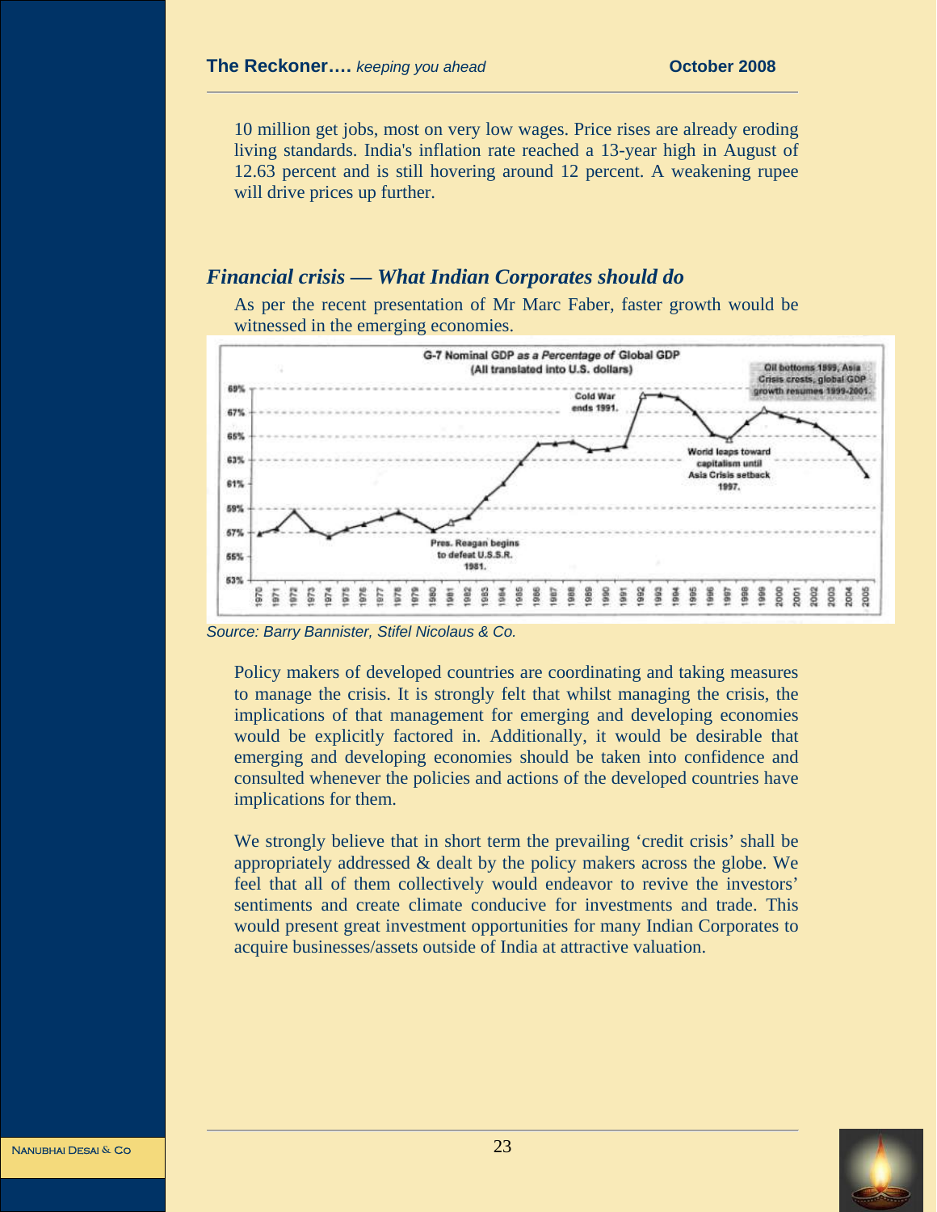10 million get jobs, most on very low wages. Price rises are already eroding living standards. India's inflation rate reached a 13-year high in August of 12.63 percent and is still hovering around 12 percent. A weakening rupee will drive prices up further.

## *Financial crisis — What Indian Corporates should do*

As per the recent presentation of Mr Marc Faber, faster growth would be witnessed in the emerging economies.

*Source: Barry Bannister, Stifel Nicolaus & Co.*

Policy makers of developed countries are coordinating and taking measures to manage the crisis. It is strongly felt that whilst managing the crisis, the implications of that management for emerging and developing economies would be explicitly factored in. Additionally, it would be desirable that emerging and developing economies should be taken into confidence and consulted whenever the policies and actions of the developed countries have implications for them.

We strongly believe that in short term the prevailing 'credit crisis' shall be appropriately addressed & dealt by the policy makers across the globe. We feel that all of them collectively would endeavor to revive the investors' sentiments and create climate conducive for investments and trade. This would present great investment opportunities for many Indian Corporates to acquire businesses/assets outside of India at attractive valuation.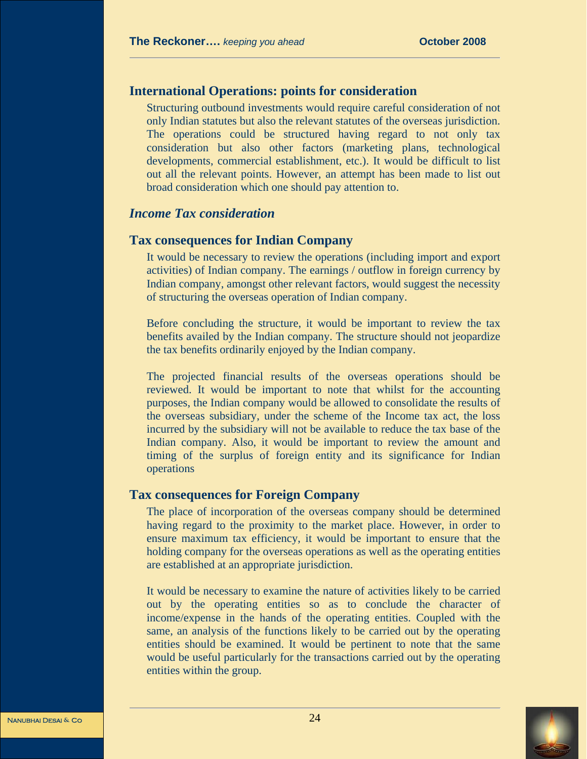## International Operations: points for consideration

Structuring outbound investments would require careful consideration of not only Indian statutes but also the relevant statutes of the overseas jurisdiction. The operations could be structured having regard to not only tax consideration but also other factors (marketing plans, technological developments, commercial establishment, etc.). It would be difficult to list out all the relevant points. However, an attempt has been made to list out broad consideration which one should pay attention to.

### *Income Tax consideration*

### Tax consequences for Indian Company

It would be necessary to review the operations (including import and export activities) of Indian company. The earnings / outflow in foreign currency by Indian company, amongst other relevant factors, would suggest the necessity of structuring the overseas operation of Indian company.

Before concluding the structure, it would be important to review the tax benefits availed by the Indian company. The structure should not jeopardize the tax benefits ordinarily enjoyed by the Indian company.

The projected financial results of the overseas operations should be reviewed. It would be important to note that whilst for the accounting purposes, the Indian company would be allowed to consolidate the results of the overseas subsidiary, under the scheme of the Income tax act, the loss incurred by the subsidiary will not be available to reduce the tax base of the Indian company. Also, it would be important to review the amount and timing of the surplus of foreign entity and its significance for Indian operations

### Tax consequences for Foreign Company

The place of incorporation of the overseas company should be determined having regard to the proximity to the market place. However, in order to ensure maximum tax efficiency, it would be important to ensure that the holding company for the overseas operations as well as the operating entities are established at an appropriate jurisdiction.

It would be necessary to examine the nature of activities likely to be carried out by the operating entities so as to conclude the character of income/expense in the hands of the operating entities. Coupled with the same, an analysis of the functions likely to be carried out by the operating entities should be examined. It would be pertinent to note that the same would be useful particularly for the transactions carried out by the operating entities within the group.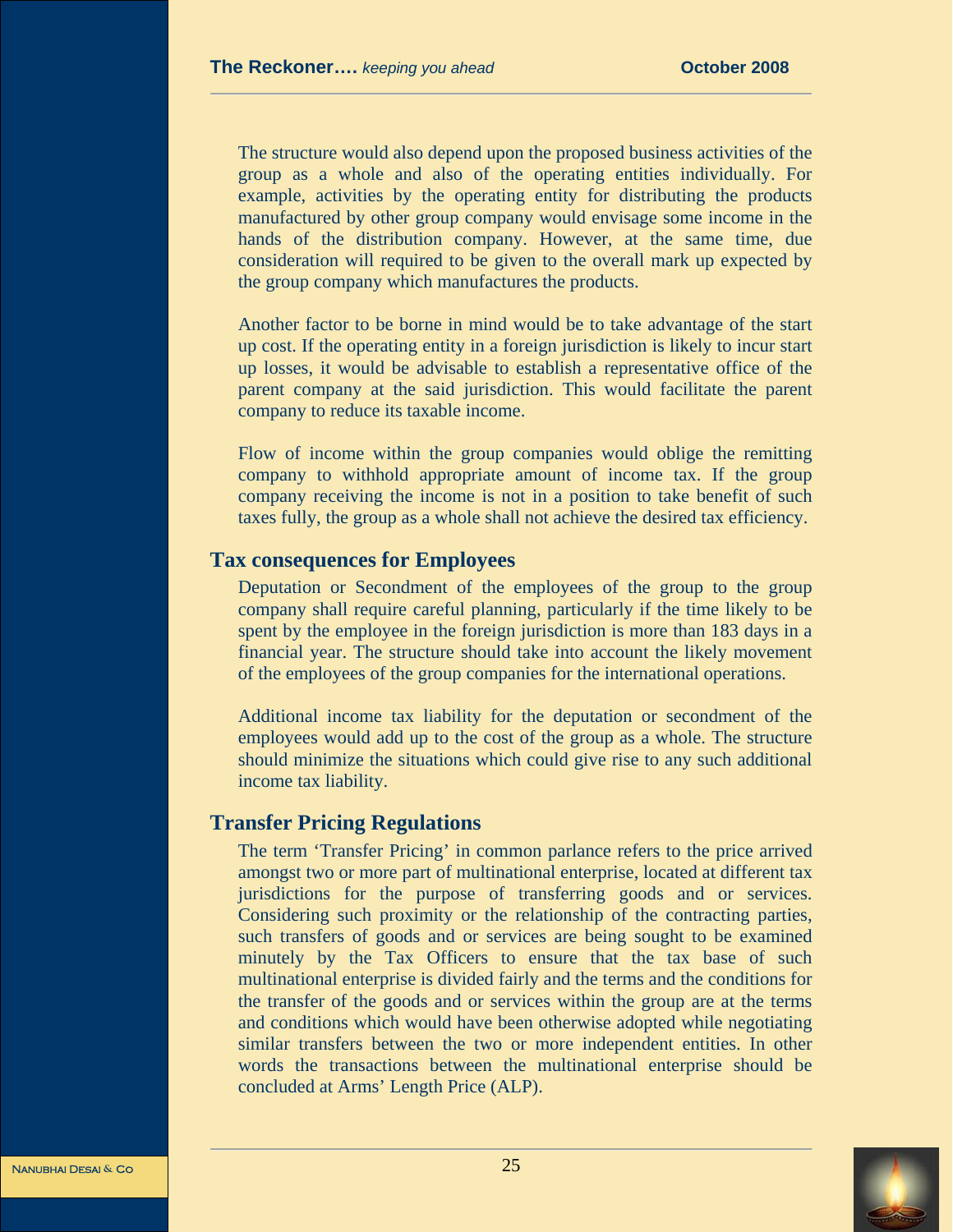The structure would also depend upon the proposed business activities of the group as a whole and also of the operating entities individually. For example, activities by the operating entity for distributing the products manufactured by other group company would envisage some income in the hands of the distribution company. However, at the same time, due consideration will required to be given to the overall mark up expected by the group company which manufactures the products.

Another factor to be borne in mind would be to take advantage of the start up cost. If the operating entity in a foreign jurisdiction is likely to incur start up losses, it would be advisable to establish a representative office of the parent company at the said jurisdiction. This would facilitate the parent company to reduce its taxable income.

Flow of income within the group companies would oblige the remitting company to withhold appropriate amount of income tax. If the group company receiving the income is not in a position to take benefit of such taxes fully, the group as a whole shall not achieve the desired tax efficiency.

## Tax consequences for Employees

Deputation or Secondment of the employees of the group to the group company shall require careful planning, particularly if the time likely to be spent by the employee in the foreign jurisdiction is more than 183 days in a financial year. The structure should take into account the likely movement of the employees of the group companies for the international operations.

Additional income tax liability for the deputation or secondment of the employees would add up to the cost of the group as a whole. The structure should minimize the situations which could give rise to any such additional income tax liability.

## Transfer Pricing Regulations

The term 'Transfer Pricing' in common parlance refers to the price arrived amongst two or more part of multinational enterprise, located at different tax jurisdictions for the purpose of transferring goods and or services. Considering such proximity or the relationship of the contracting parties, such transfers of goods and or services are being sought to be examined minutely by the Tax Officers to ensure that the tax base of such multinational enterprise is divided fairly and the terms and the conditions for the transfer of the goods and or services within the group are at the terms and conditions which would have been otherwise adopted while negotiating similar transfers between the two or more independent entities. In other words the transactions between the multinational enterprise should be concluded at Arms' Length Price (ALP).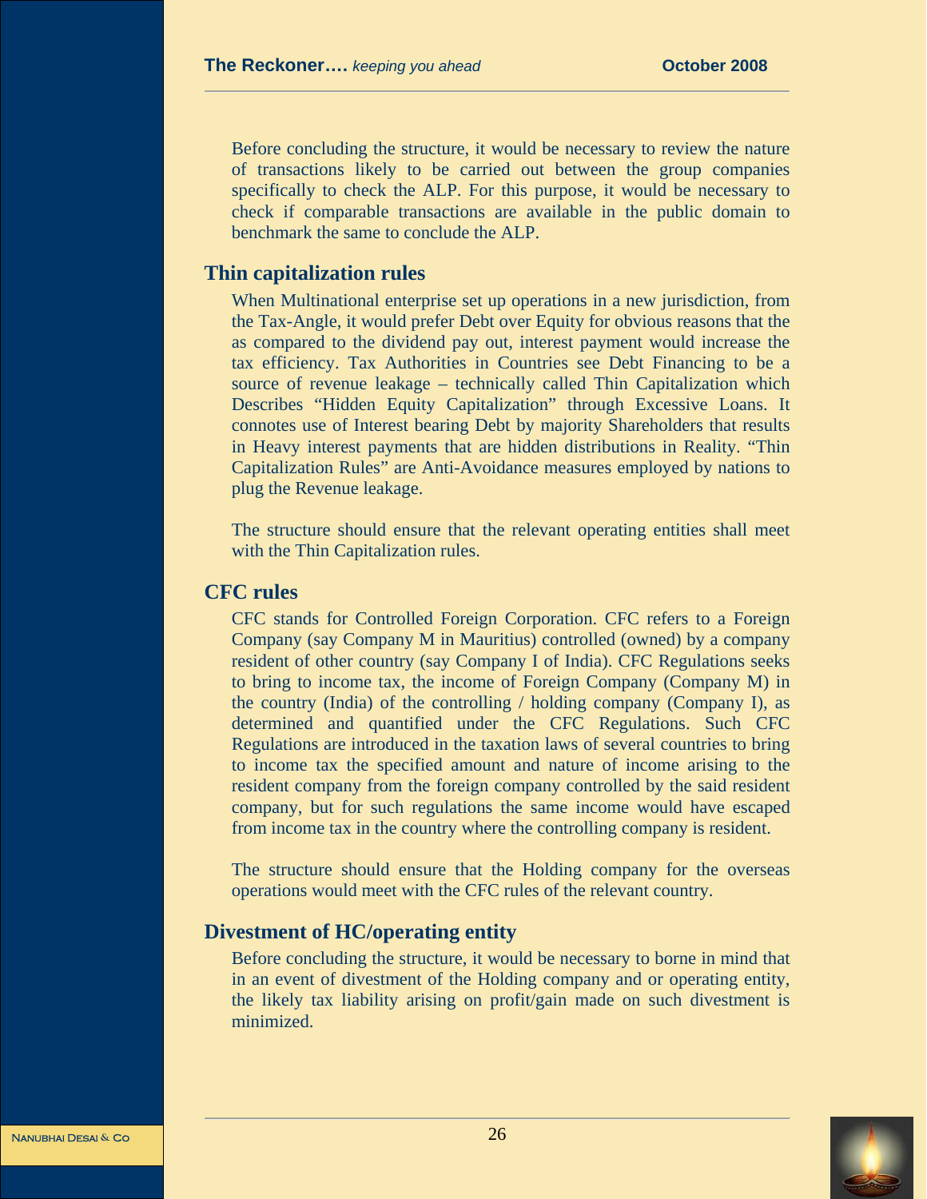Before concluding the structure, it would be necessary to review the nature of transactions likely to be carried out between the group companies specifically to check the ALP. For this purpose, it would be necessary to check if comparable transactions are available in the public domain to benchmark the same to conclude the ALP.

## Thin capitalization rules

When Multinational enterprise set up operations in a new jurisdiction, from the Tax-Angle, it would prefer Debt over Equity for obvious reasons that the as compared to the dividend pay out, interest payment would increase the tax efficiency. Tax Authorities in Countries see Debt Financing to be a source of revenue leakage – technically called Thin Capitalization which Describes "Hidden Equity Capitalization" through Excessive Loans. It connotes use of Interest bearing Debt by majority Shareholders that results in Heavy interest payments that are hidden distributions in Reality. "Thin Capitalization Rules" are Anti-Avoidance measures employed by nations to plug the Revenue leakage.

The structure should ensure that the relevant operating entities shall meet with the Thin Capitalization rules.

## CFC rules

CFC stands for Controlled Foreign Corporation. CFC refers to a Foreign Company (say Company M in Mauritius) controlled (owned) by a company resident of other country (say Company I of India). CFC Regulations seeks to bring to income tax, the income of Foreign Company (Company M) in the country (India) of the controlling / holding company (Company I), as determined and quantified under the CFC Regulations. Such CFC Regulations are introduced in the taxation laws of several countries to bring to income tax the specified amount and nature of income arising to the resident company from the foreign company controlled by the said resident company, but for such regulations the same income would have escaped from income tax in the country where the controlling company is resident.

The structure should ensure that the Holding company for the overseas operations would meet with the CFC rules of the relevant country.

## Divestment of HC/operating entity

Before concluding the structure, it would be necessary to borne in mind that in an event of divestment of the Holding company and or operating entity, the likely tax liability arising on profit/gain made on such divestment is minimized.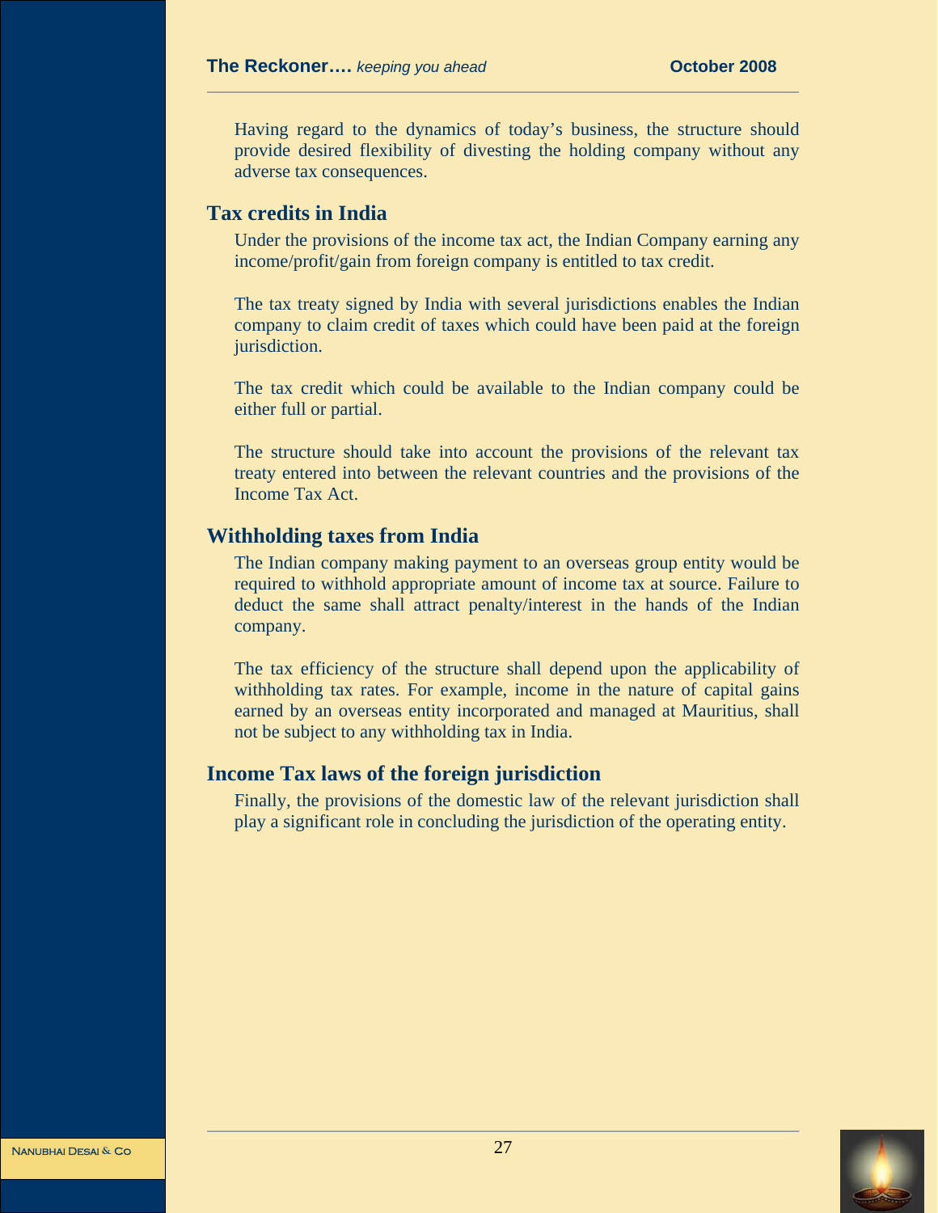Having regard to the dynamics of today's business, the structure should provide desired flexibility of divesting the holding company without any adverse tax consequences.

## Tax credits in India

Under the provisions of the income tax act, the Indian Company earning any income/profit/gain from foreign company is entitled to tax credit.

The tax treaty signed by India with several jurisdictions enables the Indian company to claim credit of taxes which could have been paid at the foreign jurisdiction.

The tax credit which could be available to the Indian company could be either full or partial.

The structure should take into account the provisions of the relevant tax treaty entered into between the relevant countries and the provisions of the Income Tax Act.

## Withholding taxes from India

The Indian company making payment to an overseas group entity would be required to withhold appropriate amount of income tax at source. Failure to deduct the same shall attract penalty/interest in the hands of the Indian company.

The tax efficiency of the structure shall depend upon the applicability of withholding tax rates. For example, income in the nature of capital gains earned by an overseas entity incorporated and managed at Mauritius, shall not be subject to any withholding tax in India.

## Income Tax laws of the foreign jurisdiction

Finally, the provisions of the domestic law of the relevant jurisdiction shall play a significant role in concluding the jurisdiction of the operating entity.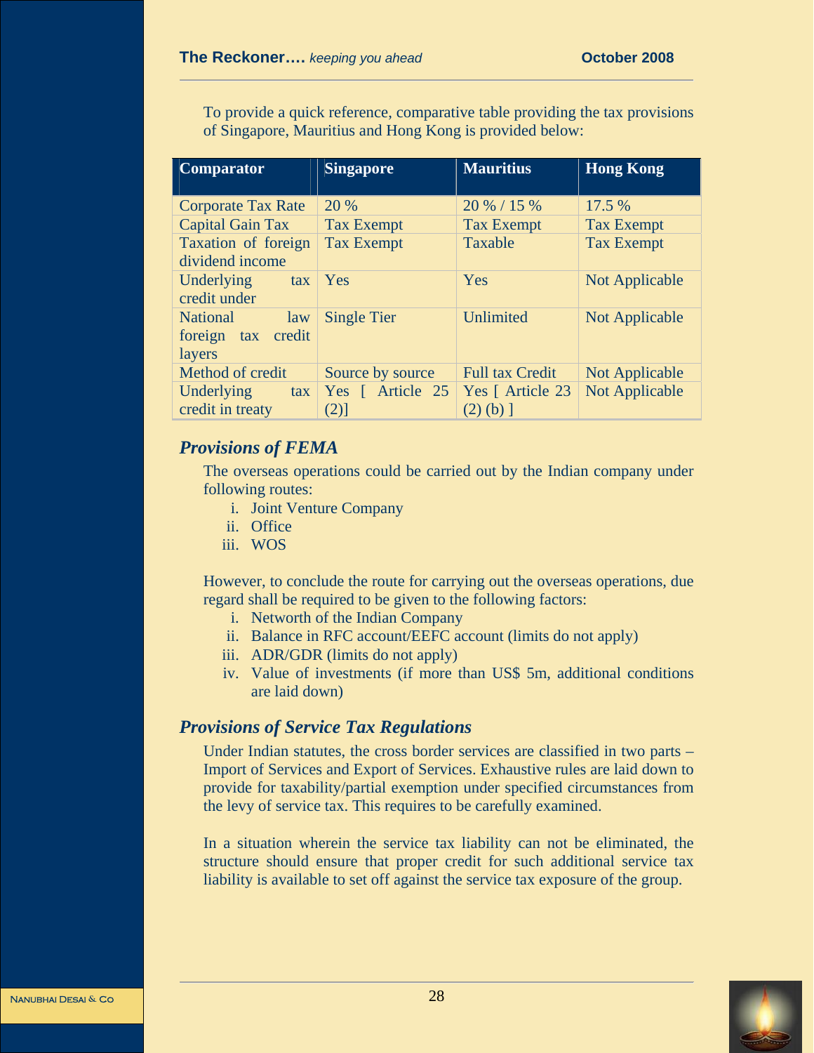To provide a quick reference, comparative table providing the tax provisions of Singapore, Mauritius and Hong Kong is provided below:

| Comparator | Singapore | Mauritius | Hong Kong |
|---|---|---|---|
| Corporate Tax Rate | 20 % | 20 % / 15 % | 17.5 % |
| Capital Gain Tax | Tax Exempt | Tax Exempt | Tax Exempt |
| Taxation of foreign dividend income | Tax Exempt | Taxable | Tax Exempt |
| Underlying tax credit under | Yes | Yes | Not Applicable |
| National law foreign tax credit layers | Single Tier | Unlimited | Not Applicable |
| Method of credit | Source by source | Full tax Credit | Not Applicable |
| Underlying tax credit in treaty | Yes [ Article 25 (2)] | Yes [ Article 23 (2) (b) ] | Not Applicable |

### *Provisions of FEMA*

The overseas operations could be carried out by the Indian company under following routes:

i. Joint Venture Company
ii. Office
iii. WOS

However, to conclude the route for carrying out the overseas operations, due regard shall be required to be given to the following factors:

i. Networth of the Indian Company
ii. Balance in RFC account/EEFC account (limits do not apply)
iii. ADR/GDR (limits do not apply)
iv. Value of investments (if more than US$ 5m, additional conditions are laid down)

### *Provisions of Service Tax Regulations*

Under Indian statutes, the cross border services are classified in two parts – Import of Services and Export of Services. Exhaustive rules are laid down to provide for taxability/partial exemption under specified circumstances from the levy of service tax. This requires to be carefully examined.

In a situation wherein the service tax liability can not be eliminated, the structure should ensure that proper credit for such additional service tax liability is available to set off against the service tax exposure of the group.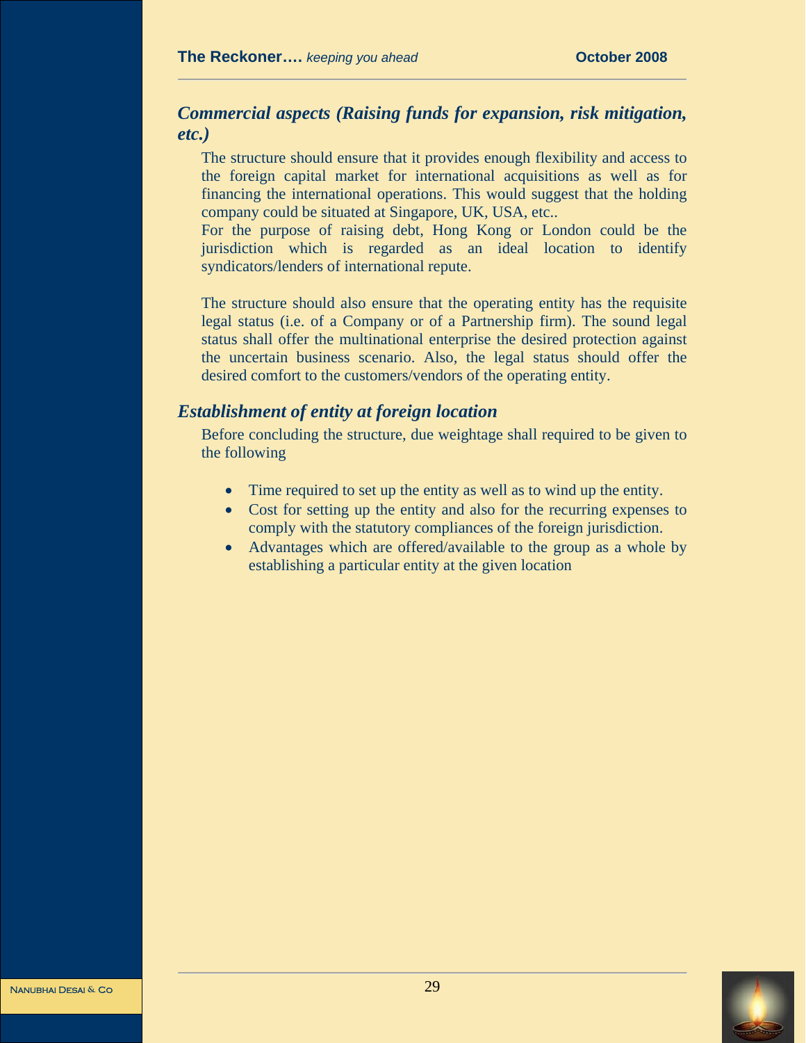### *Commercial aspects (Raising funds for expansion, risk mitigation, etc.)*

The structure should ensure that it provides enough flexibility and access to the foreign capital market for international acquisitions as well as for financing the international operations. This would suggest that the holding company could be situated at Singapore, UK, USA, etc..
For the purpose of raising debt, Hong Kong or London could be the jurisdiction which is regarded as an ideal location to identify syndicators/lenders of international repute.

The structure should also ensure that the operating entity has the requisite legal status (i.e. of a Company or of a Partnership firm). The sound legal status shall offer the multinational enterprise the desired protection against the uncertain business scenario. Also, the legal status should offer the desired comfort to the customers/vendors of the operating entity.

### *Establishment of entity at foreign location*

Before concluding the structure, due weightage shall required to be given to the following

- Time required to set up the entity as well as to wind up the entity.
- Cost for setting up the entity and also for the recurring expenses to comply with the statutory compliances of the foreign jurisdiction.
- Advantages which are offered/available to the group as a whole by establishing a particular entity at the given location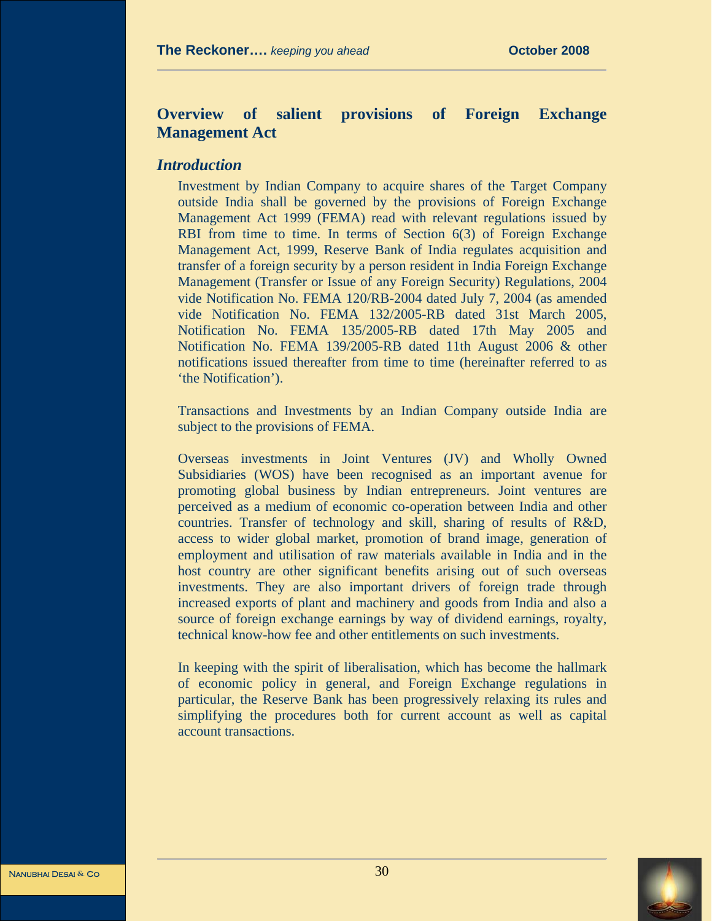## Overview of salient provisions of Foreign Exchange Management Act

### *Introduction*

Investment by Indian Company to acquire shares of the Target Company outside India shall be governed by the provisions of Foreign Exchange Management Act 1999 (FEMA) read with relevant regulations issued by RBI from time to time. In terms of Section 6(3) of Foreign Exchange Management Act, 1999, Reserve Bank of India regulates acquisition and transfer of a foreign security by a person resident in India Foreign Exchange Management (Transfer or Issue of any Foreign Security) Regulations, 2004 vide Notification No. FEMA 120/RB-2004 dated July 7, 2004 (as amended vide Notification No. FEMA 132/2005-RB dated 31st March 2005, Notification No. FEMA 135/2005-RB dated 17th May 2005 and Notification No. FEMA 139/2005-RB dated 11th August 2006 & other notifications issued thereafter from time to time (hereinafter referred to as 'the Notification').

Transactions and Investments by an Indian Company outside India are subject to the provisions of FEMA.

Overseas investments in Joint Ventures (JV) and Wholly Owned Subsidiaries (WOS) have been recognised as an important avenue for promoting global business by Indian entrepreneurs. Joint ventures are perceived as a medium of economic co-operation between India and other countries. Transfer of technology and skill, sharing of results of R&D, access to wider global market, promotion of brand image, generation of employment and utilisation of raw materials available in India and in the host country are other significant benefits arising out of such overseas investments. They are also important drivers of foreign trade through increased exports of plant and machinery and goods from India and also a source of foreign exchange earnings by way of dividend earnings, royalty, technical know-how fee and other entitlements on such investments.

In keeping with the spirit of liberalisation, which has become the hallmark of economic policy in general, and Foreign Exchange regulations in particular, the Reserve Bank has been progressively relaxing its rules and simplifying the procedures both for current account as well as capital account transactions.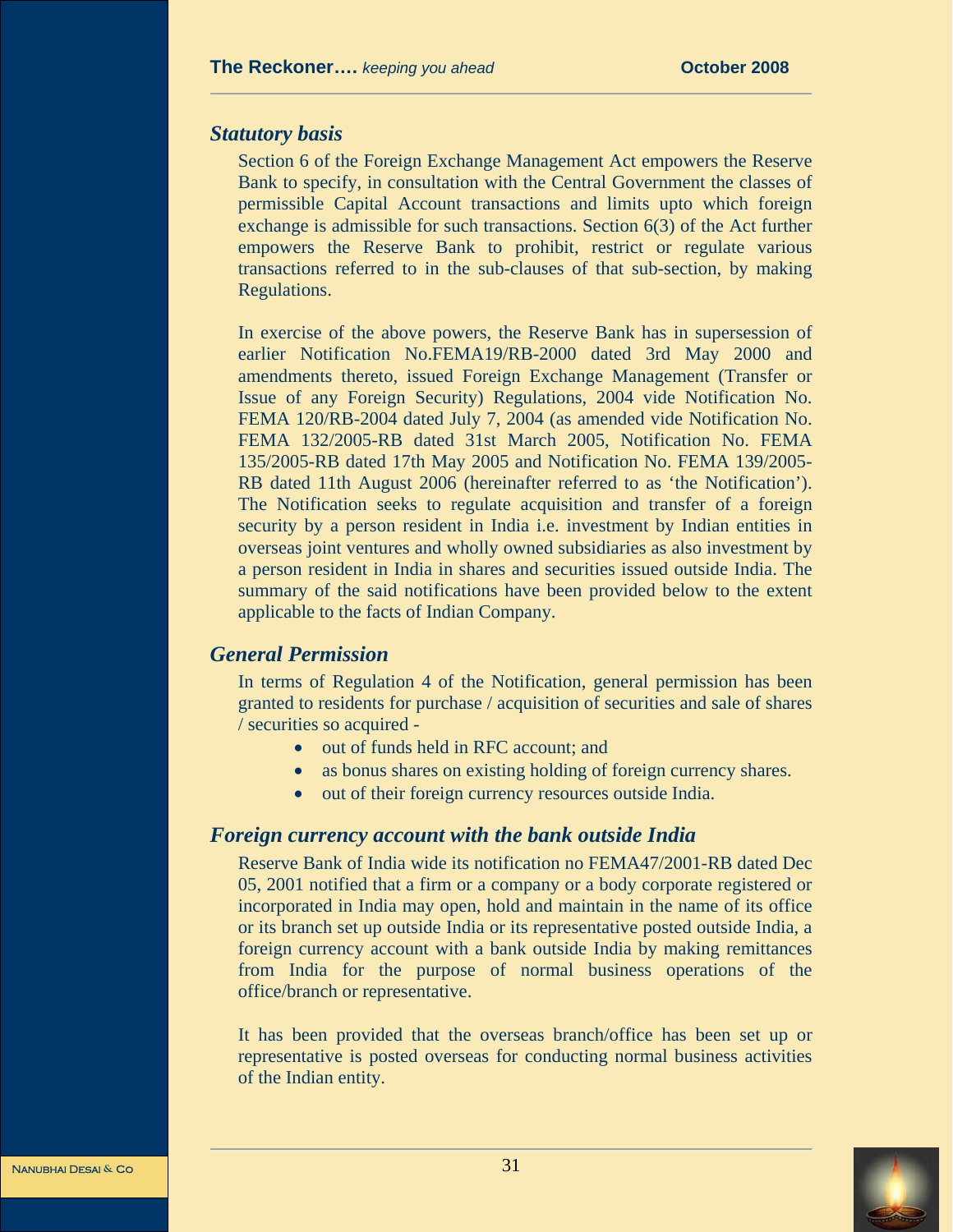### *Statutory basis*

Section 6 of the Foreign Exchange Management Act empowers the Reserve Bank to specify, in consultation with the Central Government the classes of permissible Capital Account transactions and limits upto which foreign exchange is admissible for such transactions. Section 6(3) of the Act further empowers the Reserve Bank to prohibit, restrict or regulate various transactions referred to in the sub-clauses of that sub-section, by making Regulations.

In exercise of the above powers, the Reserve Bank has in supersession of earlier Notification No.FEMA19/RB-2000 dated 3rd May 2000 and amendments thereto, issued Foreign Exchange Management (Transfer or Issue of any Foreign Security) Regulations, 2004 vide Notification No. FEMA 120/RB-2004 dated July 7, 2004 (as amended vide Notification No. FEMA 132/2005-RB dated 31st March 2005, Notification No. FEMA 135/2005-RB dated 17th May 2005 and Notification No. FEMA 139/2005-RB dated 11th August 2006 (hereinafter referred to as 'the Notification'). The Notification seeks to regulate acquisition and transfer of a foreign security by a person resident in India i.e. investment by Indian entities in overseas joint ventures and wholly owned subsidiaries as also investment by a person resident in India in shares and securities issued outside India. The summary of the said notifications have been provided below to the extent applicable to the facts of Indian Company.

### *General Permission*

In terms of Regulation 4 of the Notification, general permission has been granted to residents for purchase / acquisition of securities and sale of shares / securities so acquired -

- out of funds held in RFC account; and
- as bonus shares on existing holding of foreign currency shares.
- out of their foreign currency resources outside India.

### *Foreign currency account with the bank outside India*

Reserve Bank of India wide its notification no FEMA47/2001-RB dated Dec 05, 2001 notified that a firm or a company or a body corporate registered or incorporated in India may open, hold and maintain in the name of its office or its branch set up outside India or its representative posted outside India, a foreign currency account with a bank outside India by making remittances from India for the purpose of normal business operations of the office/branch or representative.

It has been provided that the overseas branch/office has been set up or representative is posted overseas for conducting normal business activities of the Indian entity.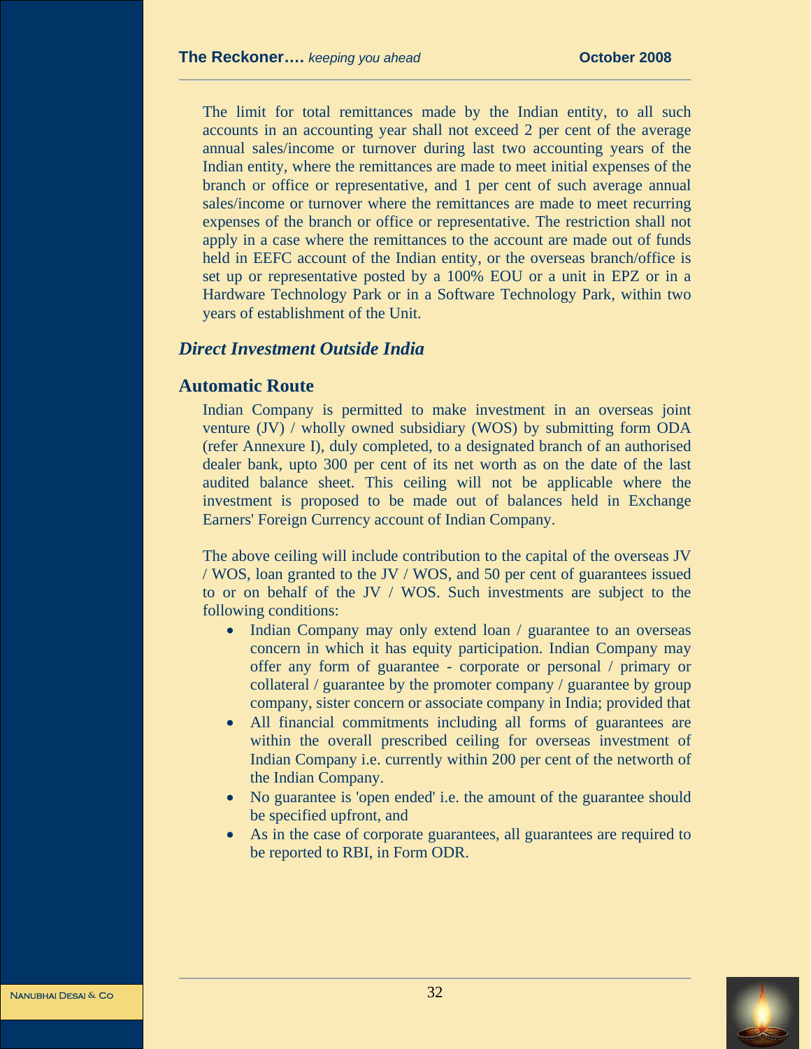The limit for total remittances made by the Indian entity, to all such accounts in an accounting year shall not exceed 2 per cent of the average annual sales/income or turnover during last two accounting years of the Indian entity, where the remittances are made to meet initial expenses of the branch or office or representative, and 1 per cent of such average annual sales/income or turnover where the remittances are made to meet recurring expenses of the branch or office or representative. The restriction shall not apply in a case where the remittances to the account are made out of funds held in EEFC account of the Indian entity, or the overseas branch/office is set up or representative posted by a 100% EOU or a unit in EPZ or in a Hardware Technology Park or in a Software Technology Park, within two years of establishment of the Unit.

## *Direct Investment Outside India*

### Automatic Route

Indian Company is permitted to make investment in an overseas joint venture (JV) / wholly owned subsidiary (WOS) by submitting form ODA (refer Annexure I), duly completed, to a designated branch of an authorised dealer bank, upto 300 per cent of its net worth as on the date of the last audited balance sheet. This ceiling will not be applicable where the investment is proposed to be made out of balances held in Exchange Earners' Foreign Currency account of Indian Company.

The above ceiling will include contribution to the capital of the overseas JV / WOS, loan granted to the JV / WOS, and 50 per cent of guarantees issued to or on behalf of the JV / WOS. Such investments are subject to the following conditions:

- Indian Company may only extend loan / guarantee to an overseas concern in which it has equity participation. Indian Company may offer any form of guarantee - corporate or personal / primary or collateral / guarantee by the promoter company / guarantee by group company, sister concern or associate company in India; provided that
- All financial commitments including all forms of guarantees are within the overall prescribed ceiling for overseas investment of Indian Company i.e. currently within 200 per cent of the networth of the Indian Company.
- No guarantee is 'open ended' i.e. the amount of the guarantee should be specified upfront, and
- As in the case of corporate guarantees, all guarantees are required to be reported to RBI, in Form ODR.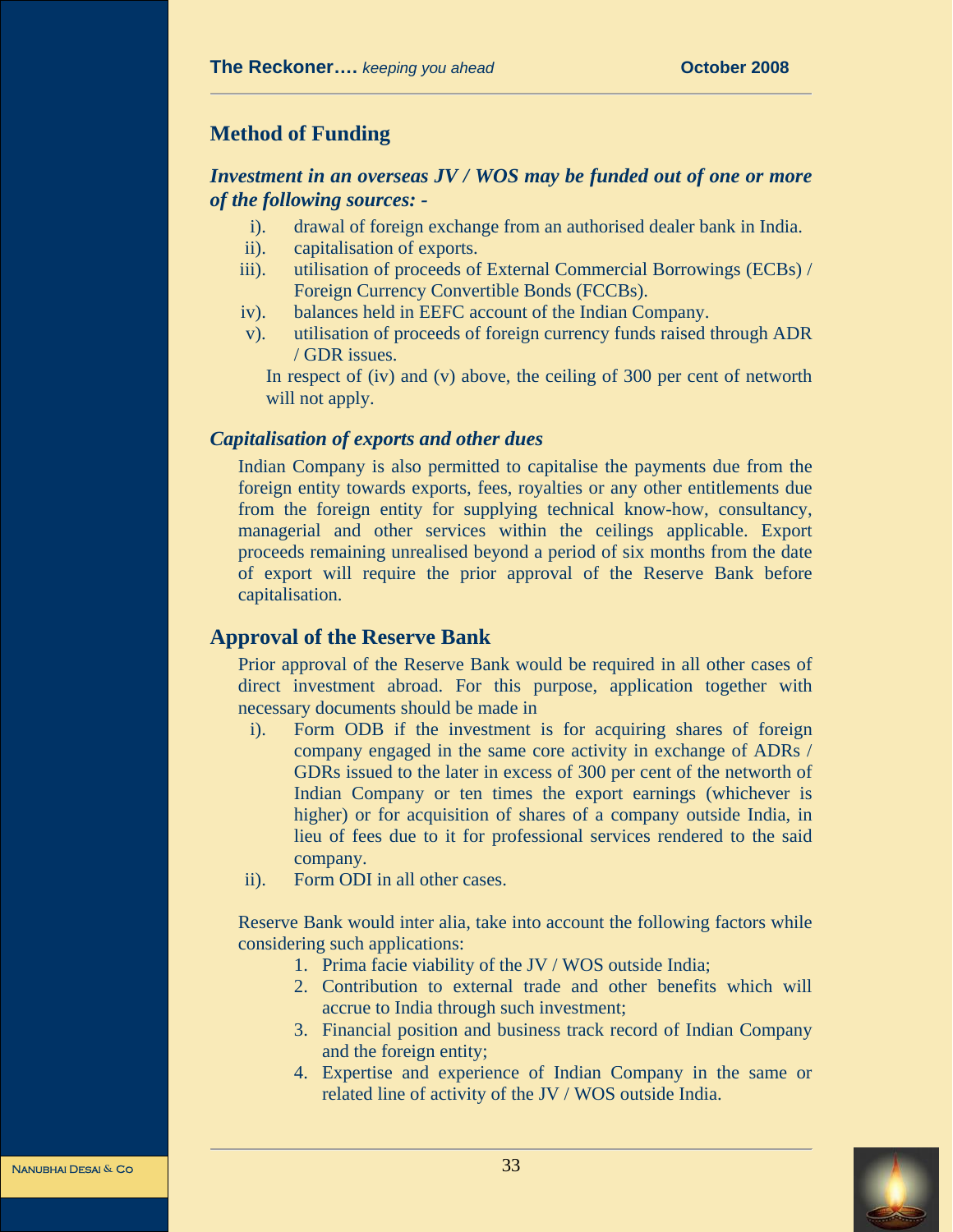## Method of Funding

***Investment in an overseas JV / WOS may be funded out of one or more of the following sources: -***

i). drawal of foreign exchange from an authorised dealer bank in India.

ii). capitalisation of exports.

iii). utilisation of proceeds of External Commercial Borrowings (ECBs) / Foreign Currency Convertible Bonds (FCCBs).

iv). balances held in EEFC account of the Indian Company.

v). utilisation of proceeds of foreign currency funds raised through ADR / GDR issues.

In respect of (iv) and (v) above, the ceiling of 300 per cent of networth will not apply.

### *Capitalisation of exports and other dues*

Indian Company is also permitted to capitalise the payments due from the foreign entity towards exports, fees, royalties or any other entitlements due from the foreign entity for supplying technical know-how, consultancy, managerial and other services within the ceilings applicable. Export proceeds remaining unrealised beyond a period of six months from the date of export will require the prior approval of the Reserve Bank before capitalisation.

## Approval of the Reserve Bank

Prior approval of the Reserve Bank would be required in all other cases of direct investment abroad. For this purpose, application together with necessary documents should be made in

i). Form ODB if the investment is for acquiring shares of foreign company engaged in the same core activity in exchange of ADRs / GDRs issued to the later in excess of 300 per cent of the networth of Indian Company or ten times the export earnings (whichever is higher) or for acquisition of shares of a company outside India, in lieu of fees due to it for professional services rendered to the said company.

ii). Form ODI in all other cases.

Reserve Bank would inter alia, take into account the following factors while considering such applications:

1. Prima facie viability of the JV / WOS outside India;
2. Contribution to external trade and other benefits which will accrue to India through such investment;
3. Financial position and business track record of Indian Company and the foreign entity;
4. Expertise and experience of Indian Company in the same or related line of activity of the JV / WOS outside India.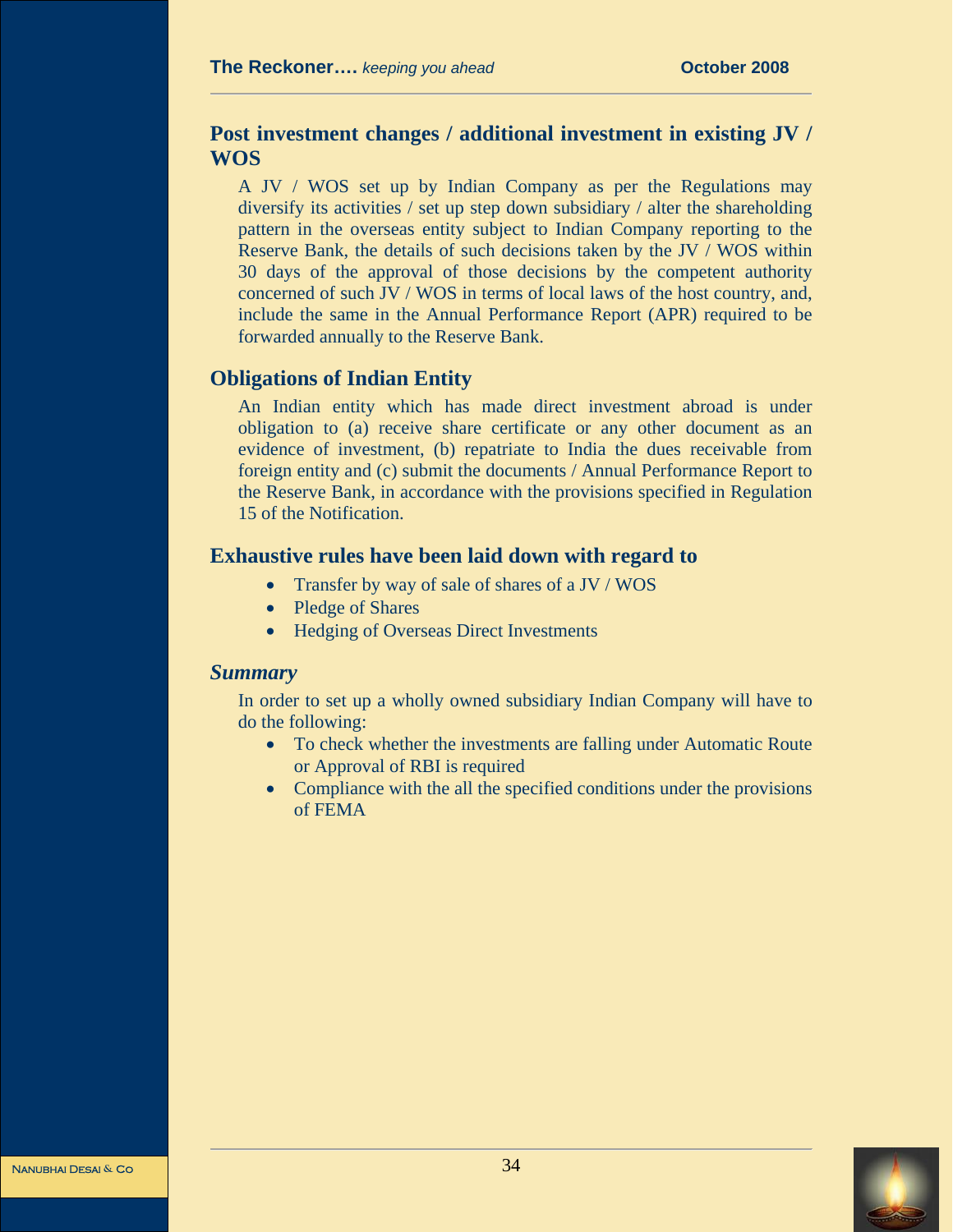## Post investment changes / additional investment in existing JV / WOS

A JV / WOS set up by Indian Company as per the Regulations may diversify its activities / set up step down subsidiary / alter the shareholding pattern in the overseas entity subject to Indian Company reporting to the Reserve Bank, the details of such decisions taken by the JV / WOS within 30 days of the approval of those decisions by the competent authority concerned of such JV / WOS in terms of local laws of the host country, and, include the same in the Annual Performance Report (APR) required to be forwarded annually to the Reserve Bank.

## Obligations of Indian Entity

An Indian entity which has made direct investment abroad is under obligation to (a) receive share certificate or any other document as an evidence of investment, (b) repatriate to India the dues receivable from foreign entity and (c) submit the documents / Annual Performance Report to the Reserve Bank, in accordance with the provisions specified in Regulation 15 of the Notification.

## Exhaustive rules have been laid down with regard to

- Transfer by way of sale of shares of a JV / WOS
- Pledge of Shares
- Hedging of Overseas Direct Investments

## *Summary*

In order to set up a wholly owned subsidiary Indian Company will have to do the following:

- To check whether the investments are falling under Automatic Route or Approval of RBI is required
- Compliance with the all the specified conditions under the provisions of FEMA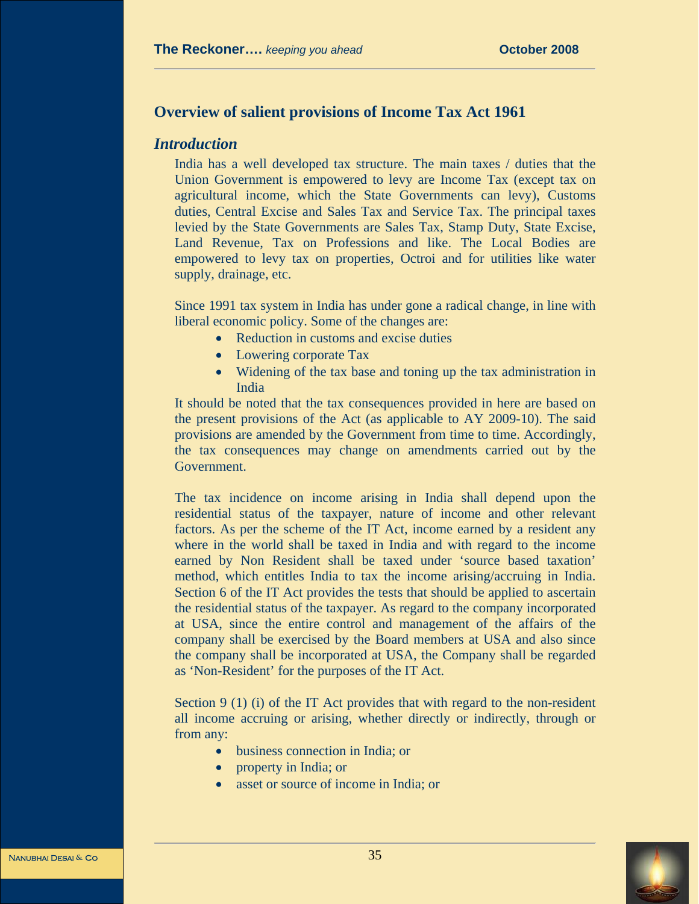## Overview of salient provisions of Income Tax Act 1961

### *Introduction*

India has a well developed tax structure. The main taxes / duties that the Union Government is empowered to levy are Income Tax (except tax on agricultural income, which the State Governments can levy), Customs duties, Central Excise and Sales Tax and Service Tax. The principal taxes levied by the State Governments are Sales Tax, Stamp Duty, State Excise, Land Revenue, Tax on Professions and like. The Local Bodies are empowered to levy tax on properties, Octroi and for utilities like water supply, drainage, etc.

Since 1991 tax system in India has under gone a radical change, in line with liberal economic policy. Some of the changes are:

- Reduction in customs and excise duties
- Lowering corporate Tax
- Widening of the tax base and toning up the tax administration in India

It should be noted that the tax consequences provided in here are based on the present provisions of the Act (as applicable to AY 2009-10). The said provisions are amended by the Government from time to time. Accordingly, the tax consequences may change on amendments carried out by the Government.

The tax incidence on income arising in India shall depend upon the residential status of the taxpayer, nature of income and other relevant factors. As per the scheme of the IT Act, income earned by a resident any where in the world shall be taxed in India and with regard to the income earned by Non Resident shall be taxed under 'source based taxation' method, which entitles India to tax the income arising/accruing in India. Section 6 of the IT Act provides the tests that should be applied to ascertain the residential status of the taxpayer. As regard to the company incorporated at USA, since the entire control and management of the affairs of the company shall be exercised by the Board members at USA and also since the company shall be incorporated at USA, the Company shall be regarded as 'Non-Resident' for the purposes of the IT Act.

Section 9 (1) (i) of the IT Act provides that with regard to the non-resident all income accruing or arising, whether directly or indirectly, through or from any:

- business connection in India; or
- property in India; or
- asset or source of income in India; or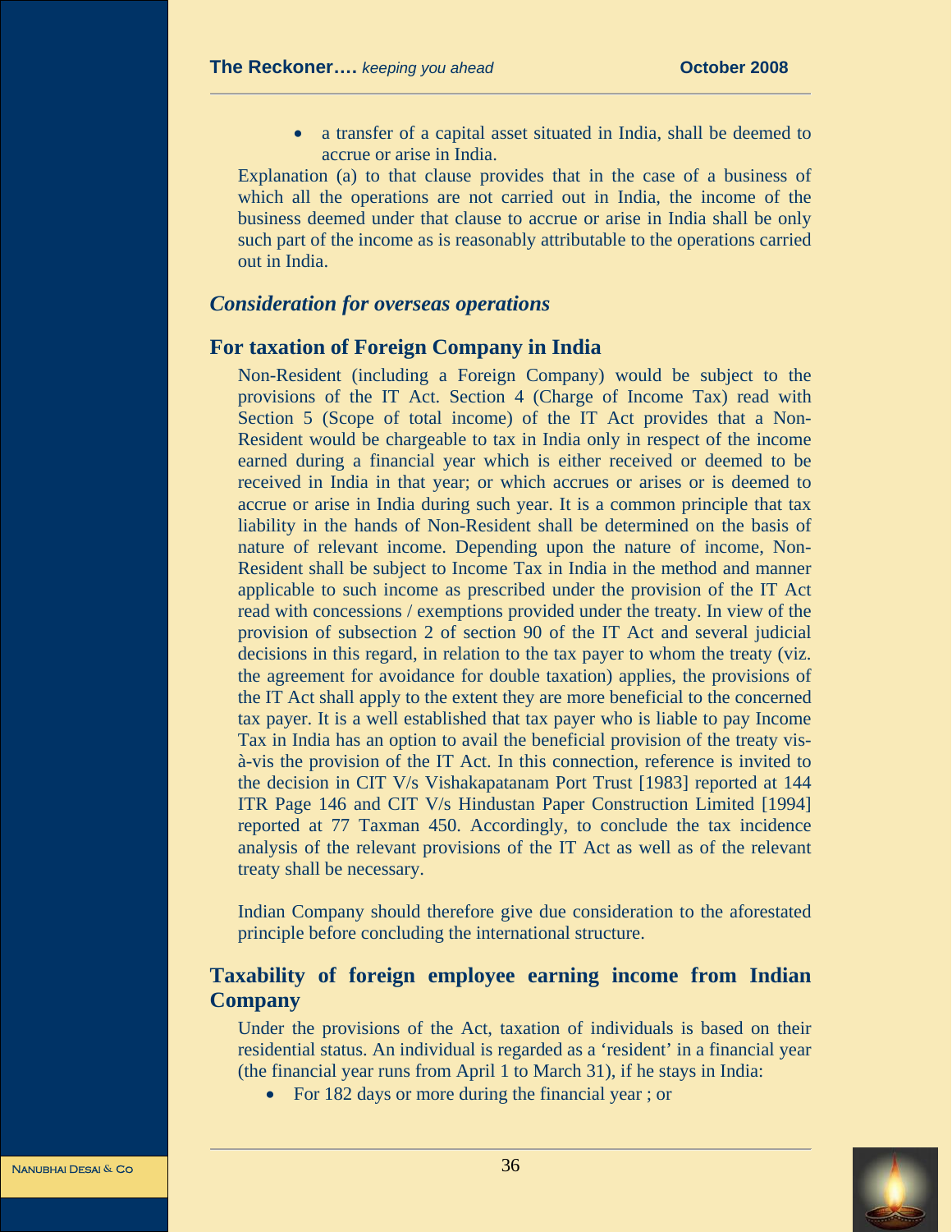- a transfer of a capital asset situated in India, shall be deemed to accrue or arise in India.

Explanation (a) to that clause provides that in the case of a business of which all the operations are not carried out in India, the income of the business deemed under that clause to accrue or arise in India shall be only such part of the income as is reasonably attributable to the operations carried out in India.

## *Consideration for overseas operations*

### For taxation of Foreign Company in India

Non-Resident (including a Foreign Company) would be subject to the provisions of the IT Act. Section 4 (Charge of Income Tax) read with Section 5 (Scope of total income) of the IT Act provides that a Non-Resident would be chargeable to tax in India only in respect of the income earned during a financial year which is either received or deemed to be received in India in that year; or which accrues or arises or is deemed to accrue or arise in India during such year. It is a common principle that tax liability in the hands of Non-Resident shall be determined on the basis of nature of relevant income. Depending upon the nature of income, Non-Resident shall be subject to Income Tax in India in the method and manner applicable to such income as prescribed under the provision of the IT Act read with concessions / exemptions provided under the treaty. In view of the provision of subsection 2 of section 90 of the IT Act and several judicial decisions in this regard, in relation to the tax payer to whom the treaty (viz. the agreement for avoidance for double taxation) applies, the provisions of the IT Act shall apply to the extent they are more beneficial to the concerned tax payer. It is a well established that tax payer who is liable to pay Income Tax in India has an option to avail the beneficial provision of the treaty vis-à-vis the provision of the IT Act. In this connection, reference is invited to the decision in CIT V/s Vishakapatanam Port Trust [1983] reported at 144 ITR Page 146 and CIT V/s Hindustan Paper Construction Limited [1994] reported at 77 Taxman 450. Accordingly, to conclude the tax incidence analysis of the relevant provisions of the IT Act as well as of the relevant treaty shall be necessary.

Indian Company should therefore give due consideration to the aforestated principle before concluding the international structure.

### Taxability of foreign employee earning income from Indian Company

Under the provisions of the Act, taxation of individuals is based on their residential status. An individual is regarded as a 'resident' in a financial year (the financial year runs from April 1 to March 31), if he stays in India:

- For 182 days or more during the financial year ; or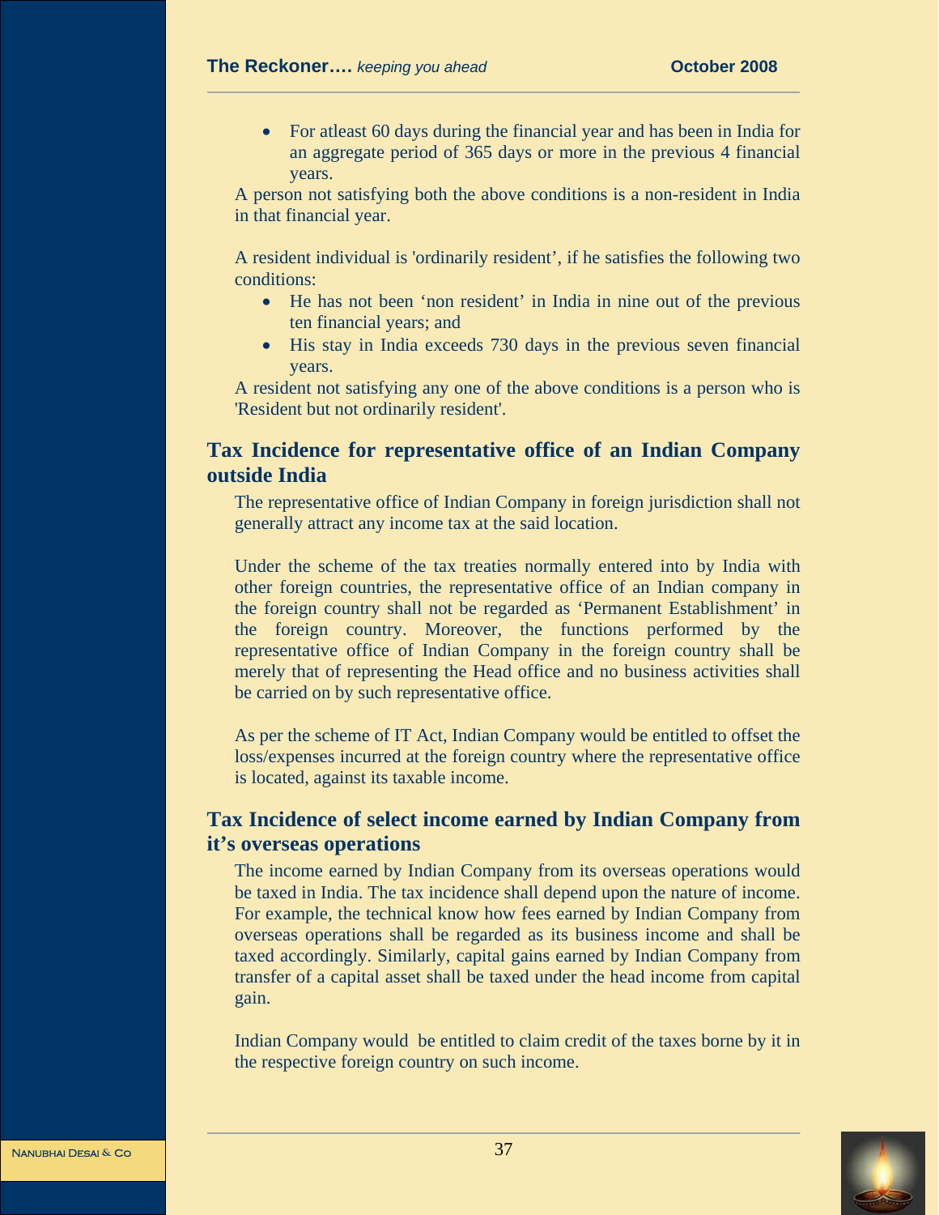- For atleast 60 days during the financial year and has been in India for an aggregate period of 365 days or more in the previous 4 financial years.

A person not satisfying both the above conditions is a non-resident in India in that financial year.

A resident individual is 'ordinarily resident', if he satisfies the following two conditions:

- He has not been 'non resident' in India in nine out of the previous ten financial years; and
- His stay in India exceeds 730 days in the previous seven financial years.

A resident not satisfying any one of the above conditions is a person who is 'Resident but not ordinarily resident'.

## Tax Incidence for representative office of an Indian Company outside India

The representative office of Indian Company in foreign jurisdiction shall not generally attract any income tax at the said location.

Under the scheme of the tax treaties normally entered into by India with other foreign countries, the representative office of an Indian company in the foreign country shall not be regarded as 'Permanent Establishment' in the foreign country. Moreover, the functions performed by the representative office of Indian Company in the foreign country shall be merely that of representing the Head office and no business activities shall be carried on by such representative office.

As per the scheme of IT Act, Indian Company would be entitled to offset the loss/expenses incurred at the foreign country where the representative office is located, against its taxable income.

## Tax Incidence of select income earned by Indian Company from it's overseas operations

The income earned by Indian Company from its overseas operations would be taxed in India. The tax incidence shall depend upon the nature of income. For example, the technical know how fees earned by Indian Company from overseas operations shall be regarded as its business income and shall be taxed accordingly. Similarly, capital gains earned by Indian Company from transfer of a capital asset shall be taxed under the head income from capital gain.

Indian Company would be entitled to claim credit of the taxes borne by it in the respective foreign country on such income.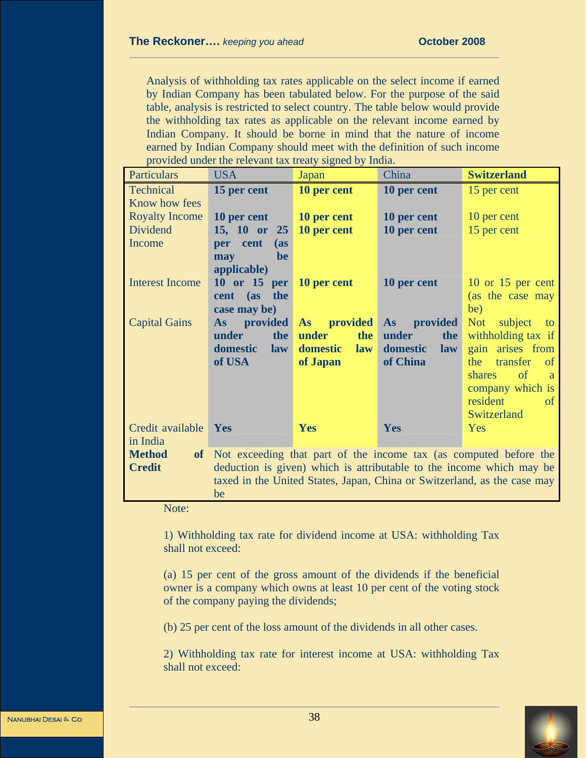Analysis of withholding tax rates applicable on the select income if earned by Indian Company has been tabulated below. For the purpose of the said table, analysis is restricted to select country. The table below would provide the withholding tax rates as applicable on the relevant income earned by Indian Company. It should be borne in mind that the nature of income earned by Indian Company should meet with the definition of such income provided under the relevant tax treaty signed by India.

| Particulars | USA | Japan | China | **Switzerland** |
|---|---|---|---|---|
| Technical Know how fees | **15 per cent** | **10 per cent** | **10 per cent** | 15 per cent |
| Royalty Income | **10 per cent** | **10 per cent** | **10 per cent** | 10 per cent |
| Dividend Income | **15, 10 or 25 per cent (as may be applicable)** | **10 per cent** | **10 per cent** | 15 per cent |
| Interest Income | **10 or 15 per cent (as the case may be)** | **10 per cent** | **10 per cent** | 10 or 15 per cent (as the case may be) |
| Capital Gains | **As provided under the domestic law of USA** | **As provided under the domestic law of Japan** | **As provided under the domestic law of China** | Not subject to withholding tax if gain arises from the transfer of shares of a company which is resident of Switzerland |
| Credit available in India | **Yes** | **Yes** | **Yes** | Yes |
| **Method of Credit** | Not exceeding that part of the income tax (as computed before the deduction is given) which is attributable to the income which may be taxed in the United States, Japan, China or Switzerland, as the case may be | | | |

Note:

1) Withholding tax rate for dividend income at USA: withholding Tax shall not exceed:

(a) 15 per cent of the gross amount of the dividends if the beneficial owner is a company which owns at least 10 per cent of the voting stock of the company paying the dividends;

(b) 25 per cent of the loss amount of the dividends in all other cases.

2) Withholding tax rate for interest income at USA: withholding Tax shall not exceed: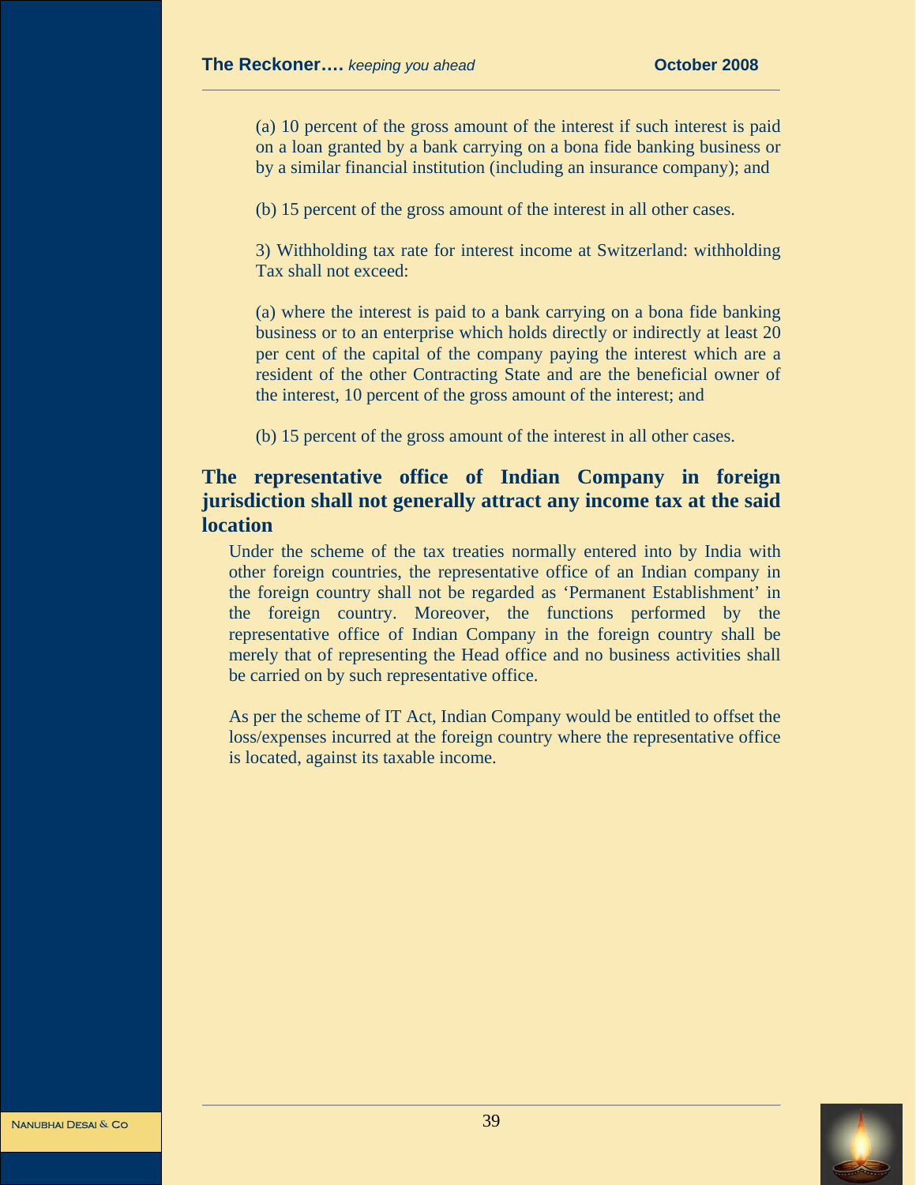(a) 10 percent of the gross amount of the interest if such interest is paid on a loan granted by a bank carrying on a bona fide banking business or by a similar financial institution (including an insurance company); and

(b) 15 percent of the gross amount of the interest in all other cases.

3) Withholding tax rate for interest income at Switzerland: withholding Tax shall not exceed:

(a) where the interest is paid to a bank carrying on a bona fide banking business or to an enterprise which holds directly or indirectly at least 20 per cent of the capital of the company paying the interest which are a resident of the other Contracting State and are the beneficial owner of the interest, 10 percent of the gross amount of the interest; and

(b) 15 percent of the gross amount of the interest in all other cases.

## The representative office of Indian Company in foreign jurisdiction shall not generally attract any income tax at the said location

Under the scheme of the tax treaties normally entered into by India with other foreign countries, the representative office of an Indian company in the foreign country shall not be regarded as 'Permanent Establishment' in the foreign country. Moreover, the functions performed by the representative office of Indian Company in the foreign country shall be merely that of representing the Head office and no business activities shall be carried on by such representative office.

As per the scheme of IT Act, Indian Company would be entitled to offset the loss/expenses incurred at the foreign country where the representative office is located, against its taxable income.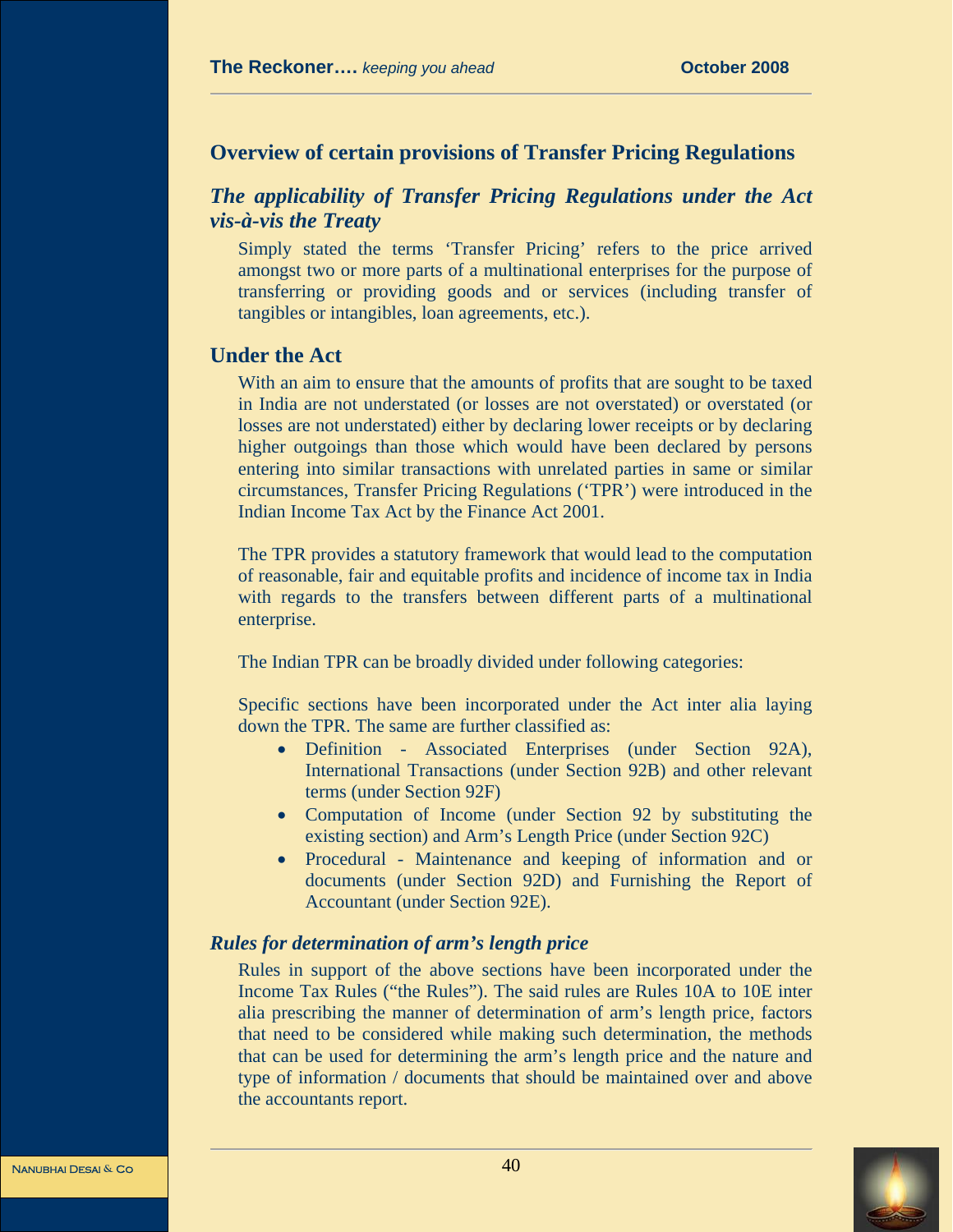## Overview of certain provisions of Transfer Pricing Regulations

### *The applicability of Transfer Pricing Regulations under the Act vis-à-vis the Treaty*

Simply stated the terms 'Transfer Pricing' refers to the price arrived amongst two or more parts of a multinational enterprises for the purpose of transferring or providing goods and or services (including transfer of tangibles or intangibles, loan agreements, etc.).

### Under the Act

With an aim to ensure that the amounts of profits that are sought to be taxed in India are not understated (or losses are not overstated) or overstated (or losses are not understated) either by declaring lower receipts or by declaring higher outgoings than those which would have been declared by persons entering into similar transactions with unrelated parties in same or similar circumstances, Transfer Pricing Regulations ('TPR') were introduced in the Indian Income Tax Act by the Finance Act 2001.

The TPR provides a statutory framework that would lead to the computation of reasonable, fair and equitable profits and incidence of income tax in India with regards to the transfers between different parts of a multinational enterprise.

The Indian TPR can be broadly divided under following categories:

Specific sections have been incorporated under the Act inter alia laying down the TPR. The same are further classified as:

- Definition - Associated Enterprises (under Section 92A), International Transactions (under Section 92B) and other relevant terms (under Section 92F)
- Computation of Income (under Section 92 by substituting the existing section) and Arm's Length Price (under Section 92C)
- Procedural - Maintenance and keeping of information and or documents (under Section 92D) and Furnishing the Report of Accountant (under Section 92E).

#### *Rules for determination of arm's length price*

Rules in support of the above sections have been incorporated under the Income Tax Rules ("the Rules"). The said rules are Rules 10A to 10E inter alia prescribing the manner of determination of arm's length price, factors that need to be considered while making such determination, the methods that can be used for determining the arm's length price and the nature and type of information / documents that should be maintained over and above the accountants report.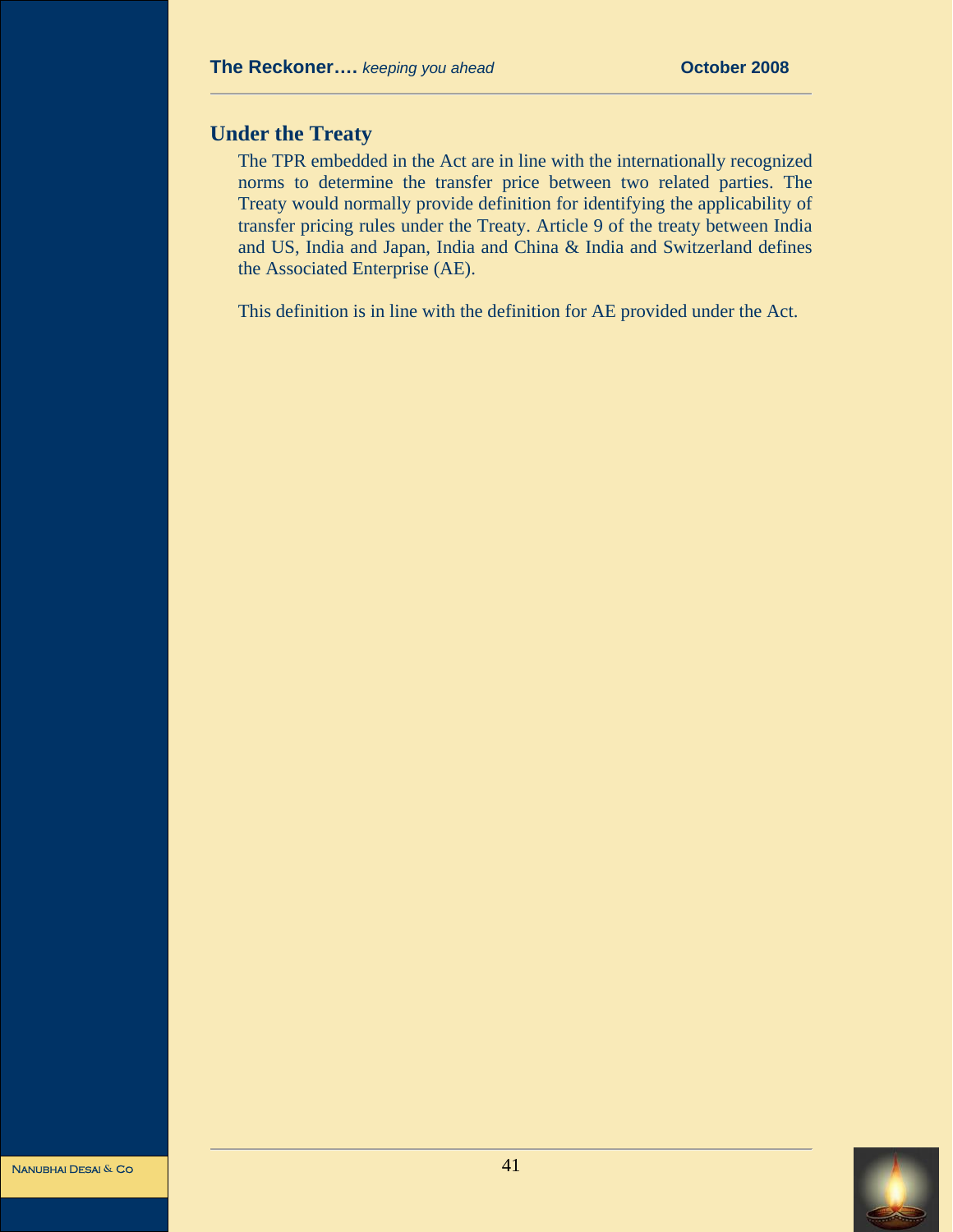## Under the Treaty

The TPR embedded in the Act are in line with the internationally recognized norms to determine the transfer price between two related parties. The Treaty would normally provide definition for identifying the applicability of transfer pricing rules under the Treaty. Article 9 of the treaty between India and US, India and Japan, India and China & India and Switzerland defines the Associated Enterprise (AE).

This definition is in line with the definition for AE provided under the Act.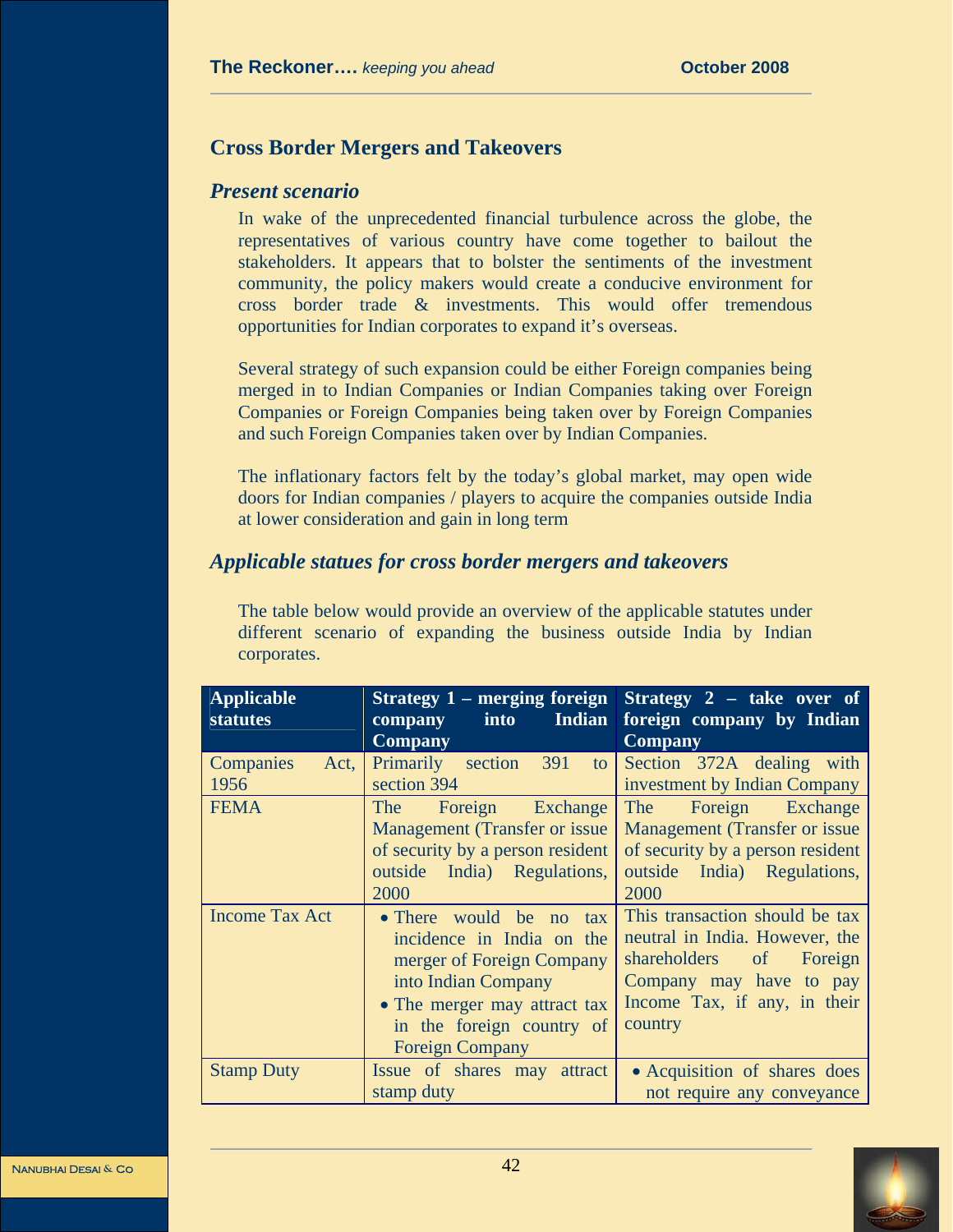## Cross Border Mergers and Takeovers

### *Present scenario*

In wake of the unprecedented financial turbulence across the globe, the representatives of various country have come together to bailout the stakeholders. It appears that to bolster the sentiments of the investment community, the policy makers would create a conducive environment for cross border trade & investments. This would offer tremendous opportunities for Indian corporates to expand it's overseas.

Several strategy of such expansion could be either Foreign companies being merged in to Indian Companies or Indian Companies taking over Foreign Companies or Foreign Companies being taken over by Foreign Companies and such Foreign Companies taken over by Indian Companies.

The inflationary factors felt by the today's global market, may open wide doors for Indian companies / players to acquire the companies outside India at lower consideration and gain in long term

### *Applicable statues for cross border mergers and takeovers*

The table below would provide an overview of the applicable statutes under different scenario of expanding the business outside India by Indian corporates.

| Applicable statutes | Strategy 1 – merging foreign company into Indian Company | Strategy 2 – take over of foreign company by Indian Company |
|---|---|---|
| Companies Act, 1956 | Primarily section 391 to section 394 | Section 372A dealing with investment by Indian Company |
| FEMA | The Foreign Exchange Management (Transfer or issue of security by a person resident outside India) Regulations, 2000 | The Foreign Exchange Management (Transfer or issue of security by a person resident outside India) Regulations, 2000 |
| Income Tax Act | • There would be no tax incidence in India on the merger of Foreign Company into Indian Company<br>• The merger may attract tax in the foreign country of Foreign Company | This transaction should be tax neutral in India. However, the shareholders of Foreign Company may have to pay Income Tax, if any, in their country |
| Stamp Duty | Issue of shares may attract stamp duty | • Acquisition of shares does not require any conveyance |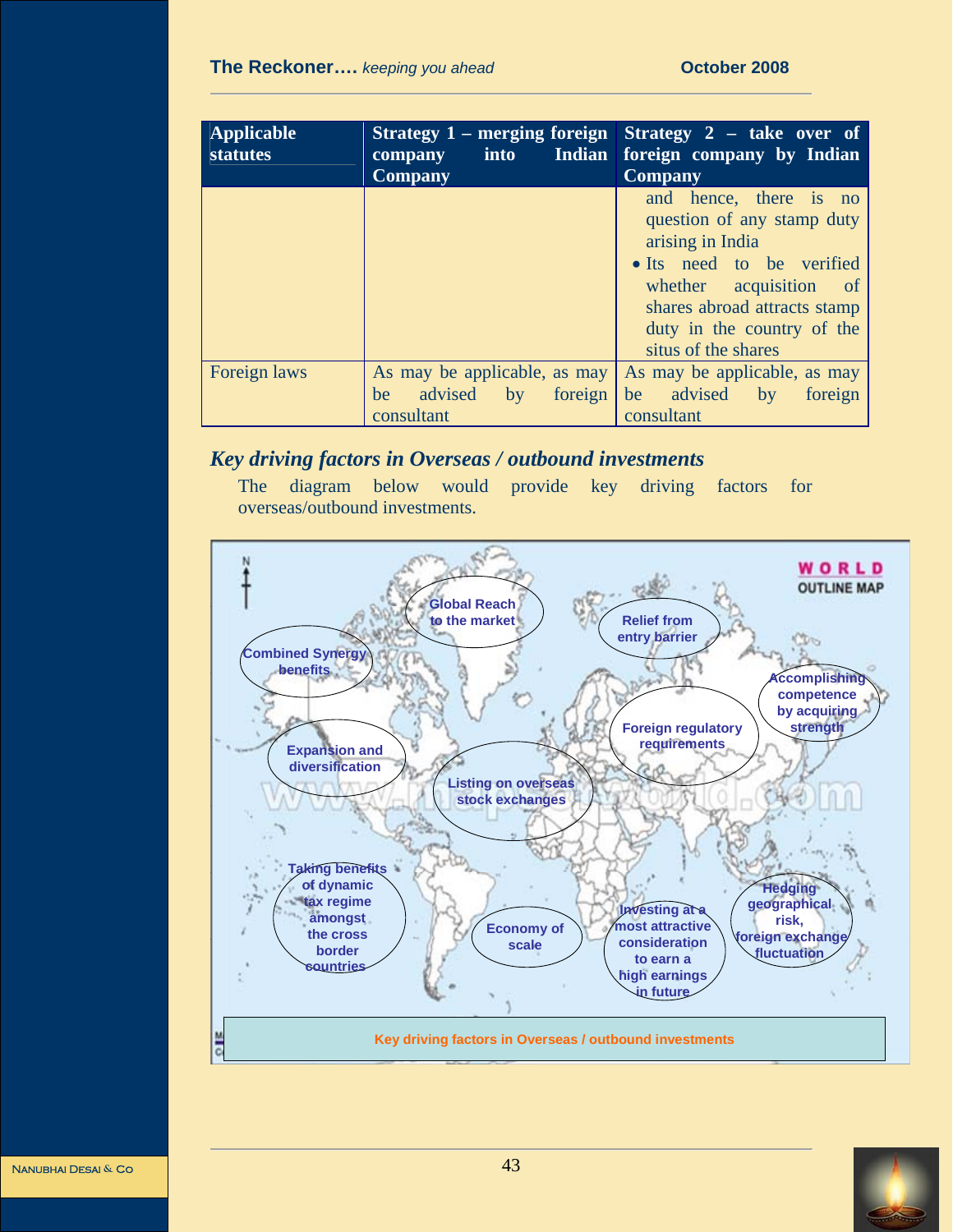| Applicable statutes | Strategy 1 – merging foreign company into Indian Company | Strategy 2 – take over of foreign company by Indian Company |
| --- | --- | --- |
| | | and hence, there is no question of any stamp duty arising in India<br>• Its need to be verified whether acquisition of shares abroad attracts stamp duty in the country of the situs of the shares |
| Foreign laws | As may be applicable, as may be advised by foreign consultant | As may be applicable, as may be advised by foreign consultant |

## *Key driving factors in Overseas / outbound investments*

The diagram below would provide key driving factors for overseas/outbound investments.

- Global Reach to the market
- Relief from entry barrier
- Combined Synergy benefits
- Accomplishing competence by acquiring strength
- Foreign regulatory requirements
- Expansion and diversification
- Listing on overseas stock exchanges
- Taking benefits of dynamic tax regime amongst the cross border countries
- Economy of scale
- Investing at a most attractive consideration to earn a high earnings in future
- Hedging geographical risk, foreign exchange fluctuation

Key driving factors in Overseas / outbound investments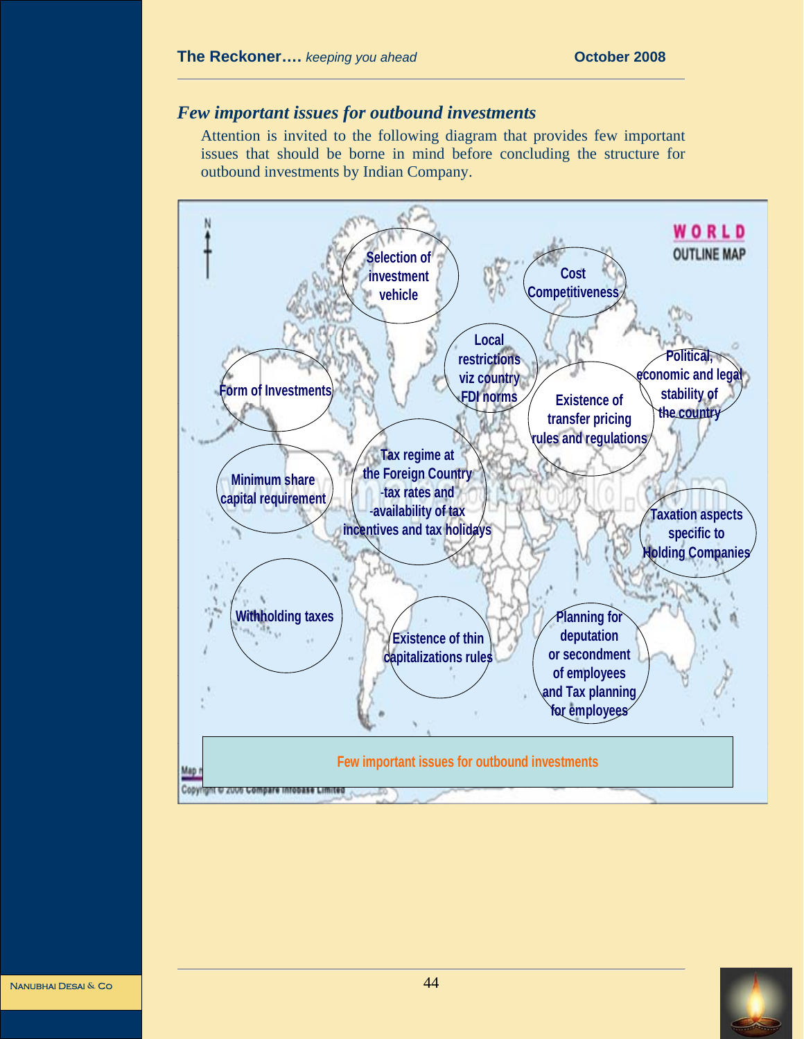## *Few important issues for outbound investments*

Attention is invited to the following diagram that provides few important issues that should be borne in mind before concluding the structure for outbound investments by Indian Company.

- Selection of investment vehicle
- Cost Competitiveness
- Local restrictions viz country FDI norms
- Political, economic and legal stability of the country
- Form of Investments
- Existence of transfer pricing rules and regulations
- Minimum share capital requirement
- Tax regime at the Foreign Country -tax rates and -availability of tax incentives and tax holidays
- Taxation aspects specific to Holding Companies
- Withholding taxes
- Existence of thin capitalizations rules
- Planning for deputation or secondment of employees and Tax planning for employees

Few important issues for outbound investments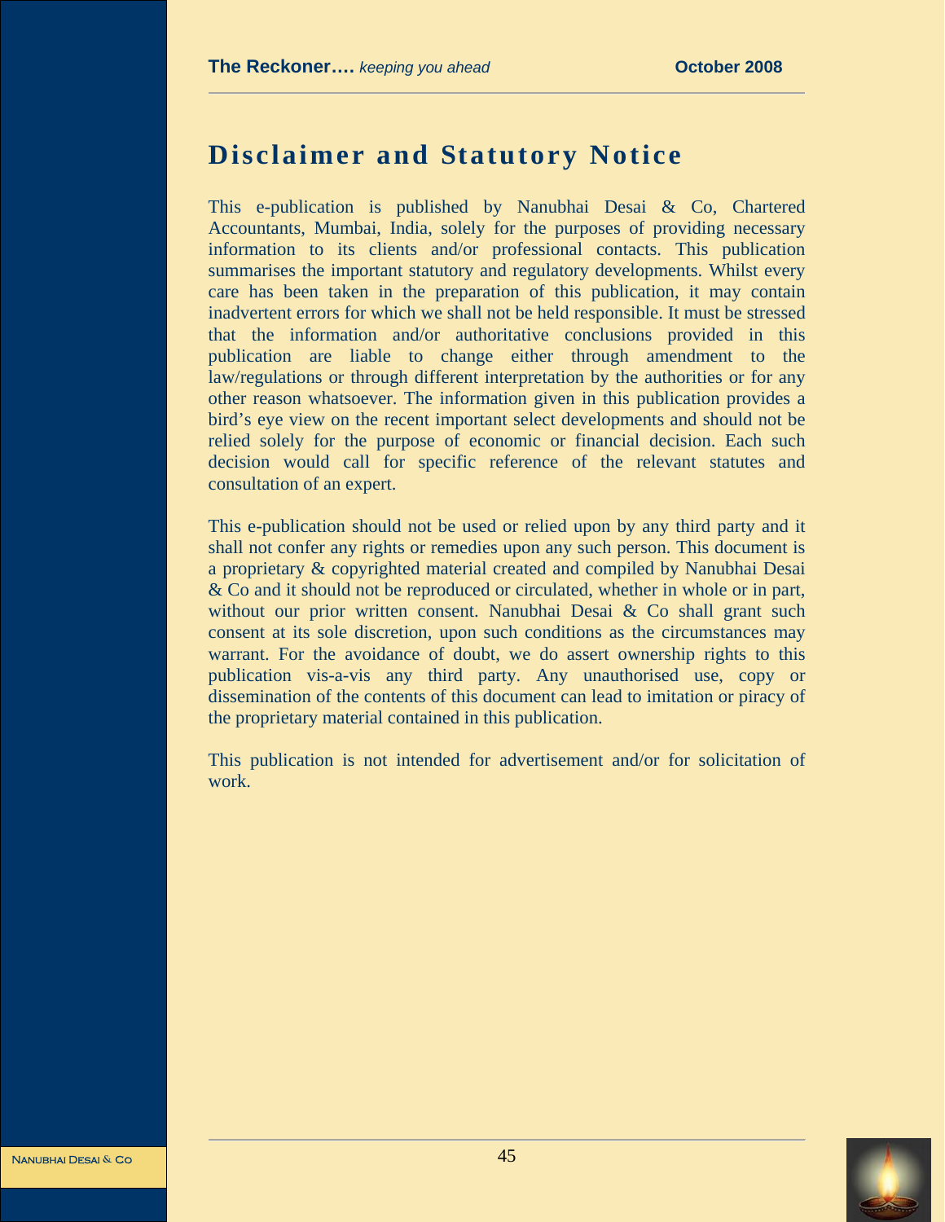# Disclaimer and Statutory Notice

This e-publication is published by Nanubhai Desai & Co, Chartered Accountants, Mumbai, India, solely for the purposes of providing necessary information to its clients and/or professional contacts. This publication summarises the important statutory and regulatory developments. Whilst every care has been taken in the preparation of this publication, it may contain inadvertent errors for which we shall not be held responsible. It must be stressed that the information and/or authoritative conclusions provided in this publication are liable to change either through amendment to the law/regulations or through different interpretation by the authorities or for any other reason whatsoever. The information given in this publication provides a bird's eye view on the recent important select developments and should not be relied solely for the purpose of economic or financial decision. Each such decision would call for specific reference of the relevant statutes and consultation of an expert.

This e-publication should not be used or relied upon by any third party and it shall not confer any rights or remedies upon any such person. This document is a proprietary & copyrighted material created and compiled by Nanubhai Desai & Co and it should not be reproduced or circulated, whether in whole or in part, without our prior written consent. Nanubhai Desai & Co shall grant such consent at its sole discretion, upon such conditions as the circumstances may warrant. For the avoidance of doubt, we do assert ownership rights to this publication vis-a-vis any third party. Any unauthorised use, copy or dissemination of the contents of this document can lead to imitation or piracy of the proprietary material contained in this publication.

This publication is not intended for advertisement and/or for solicitation of work.